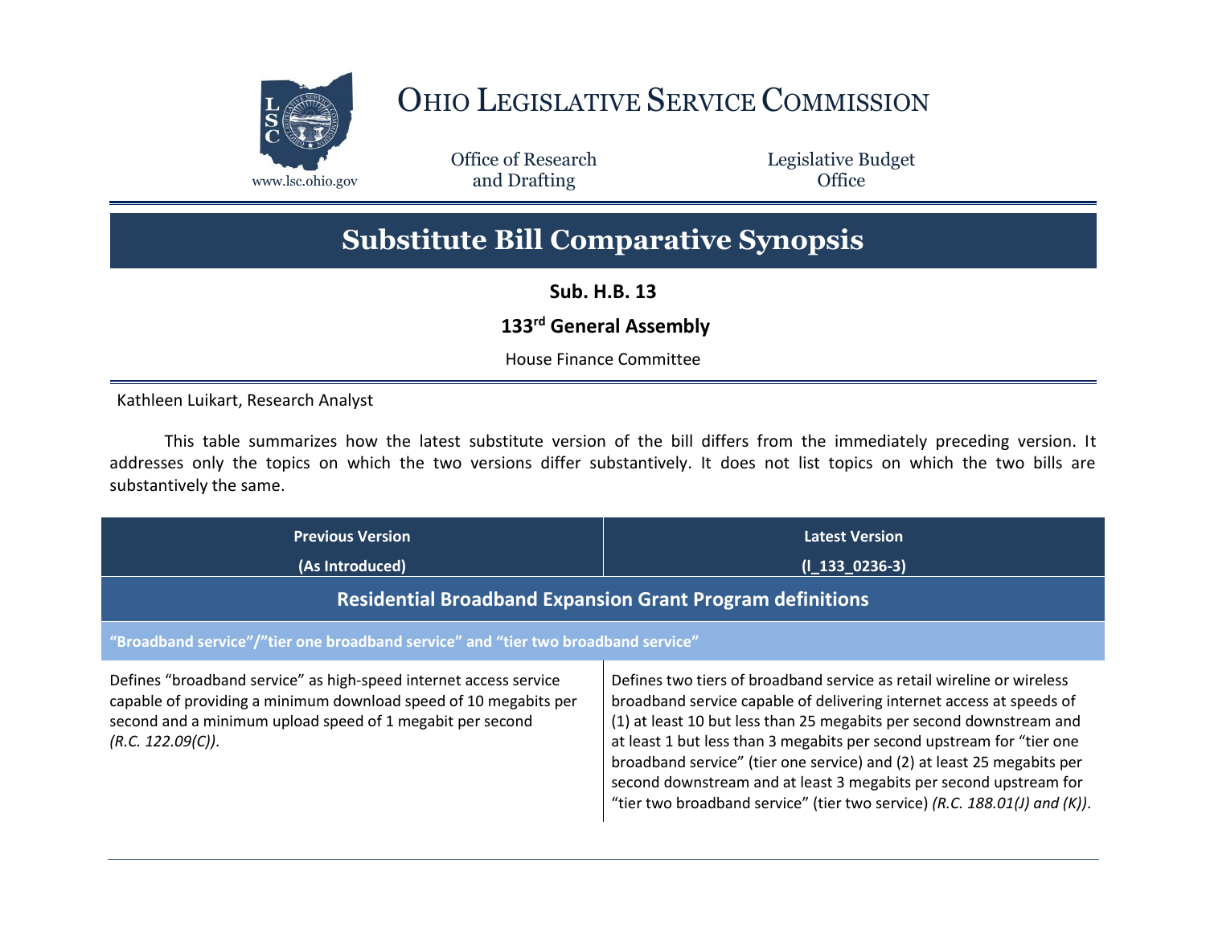# Ohio Legislative Service Commission

www.lsc.ohio.gov

Office of Research and Drafting

Legislative Budget Office

## Substitute Bill Comparative Synopsis

**Sub. H.B. 13**

**133rd General Assembly**

House Finance Committee

Kathleen Luikart, Research Analyst

This table summarizes how the latest substitute version of the bill differs from the immediately preceding version. It addresses only the topics on which the two versions differ substantively. It does not list topics on which the two bills are substantively the same.

| Previous Version (As Introduced) | Latest Version (l_133_0236-3) |
|---|---|
| **Residential Broadband Expansion Grant Program definitions** | |
| **"Broadband service"/"tier one broadband service" and "tier two broadband service"** | |
| Defines "broadband service" as high-speed internet access service capable of providing a minimum download speed of 10 megabits per second and a minimum upload speed of 1 megabit per second *(R.C. 122.09(C))*. | Defines two tiers of broadband service as retail wireline or wireless broadband service capable of delivering internet access at speeds of (1) at least 10 but less than 25 megabits per second downstream and at least 1 but less than 3 megabits per second upstream for "tier one broadband service" (tier one service) and (2) at least 25 megabits per second downstream and at least 3 megabits per second upstream for "tier two broadband service" (tier two service) *(R.C. 188.01(J) and (K))*. |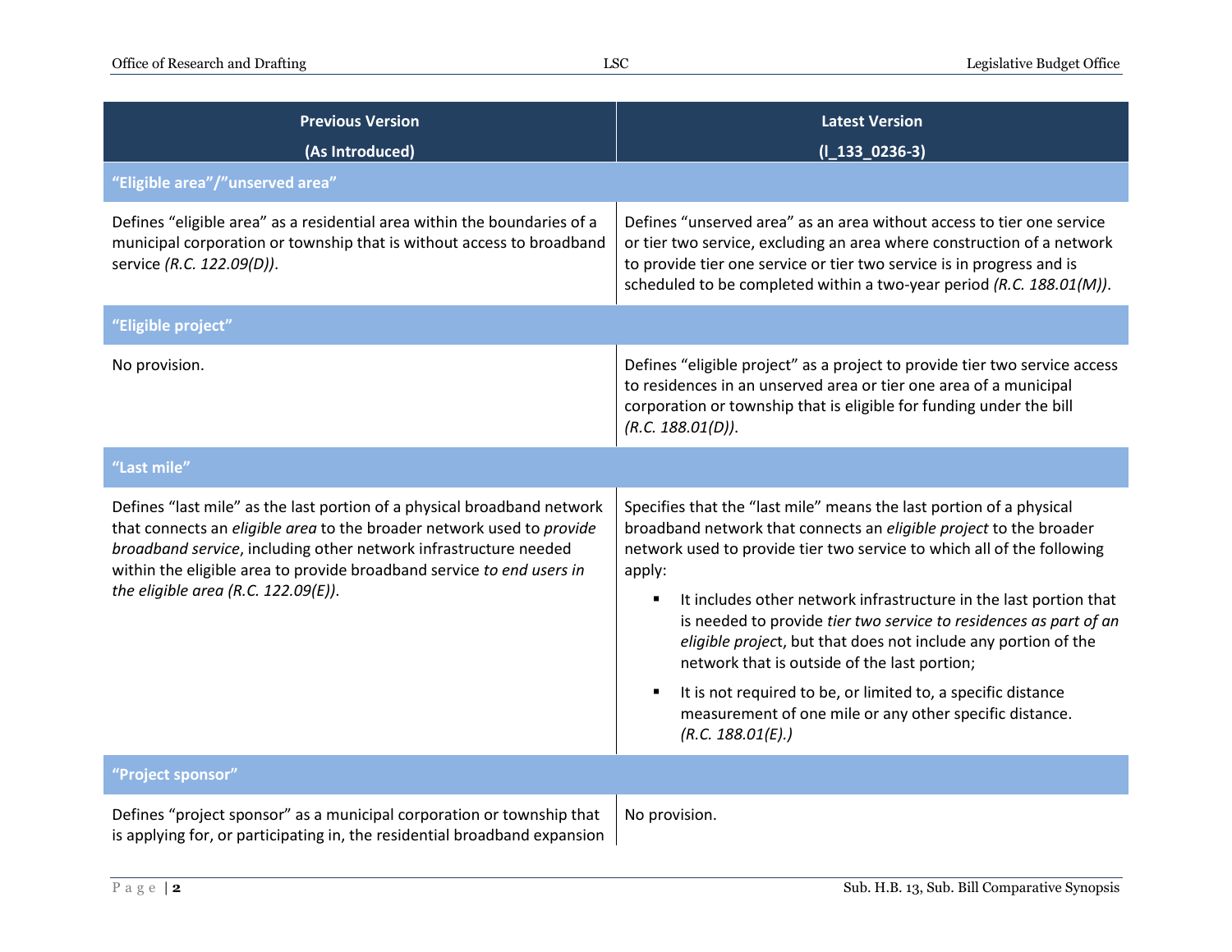| Previous Version (As Introduced) | Latest Version (l_133_0236-3) |
|---|---|
| **"Eligible area"/"unserved area"** | |
| Defines "eligible area" as a residential area within the boundaries of a municipal corporation or township that is without access to broadband service *(R.C. 122.09(D))*. | Defines "unserved area" as an area without access to tier one service or tier two service, excluding an area where construction of a network to provide tier one service or tier two service is in progress and is scheduled to be completed within a two-year period *(R.C. 188.01(M))*. |
| **"Eligible project"** | |
| No provision. | Defines "eligible project" as a project to provide tier two service access to residences in an unserved area or tier one area of a municipal corporation or township that is eligible for funding under the bill *(R.C. 188.01(D))*. |
| **"Last mile"** | |
| Defines "last mile" as the last portion of a physical broadband network that connects an *eligible area* to the broader network used to *provide broadband service*, including other network infrastructure needed within the eligible area to provide broadband service *to end users in the eligible area (R.C. 122.09(E))*. | Specifies that the "last mile" means the last portion of a physical broadband network that connects an *eligible project* to the broader network used to provide tier two service to which all of the following apply:<br>▪ It includes other network infrastructure in the last portion that is needed to provide *tier two service to residences as part of an eligible project*, but that does not include any portion of the network that is outside of the last portion;<br>▪ It is not required to be, or limited to, a specific distance measurement of one mile or any other specific distance. *(R.C. 188.01(E).)* |
| **"Project sponsor"** | |
| Defines "project sponsor" as a municipal corporation or township that is applying for, or participating in, the residential broadband expansion | No provision. |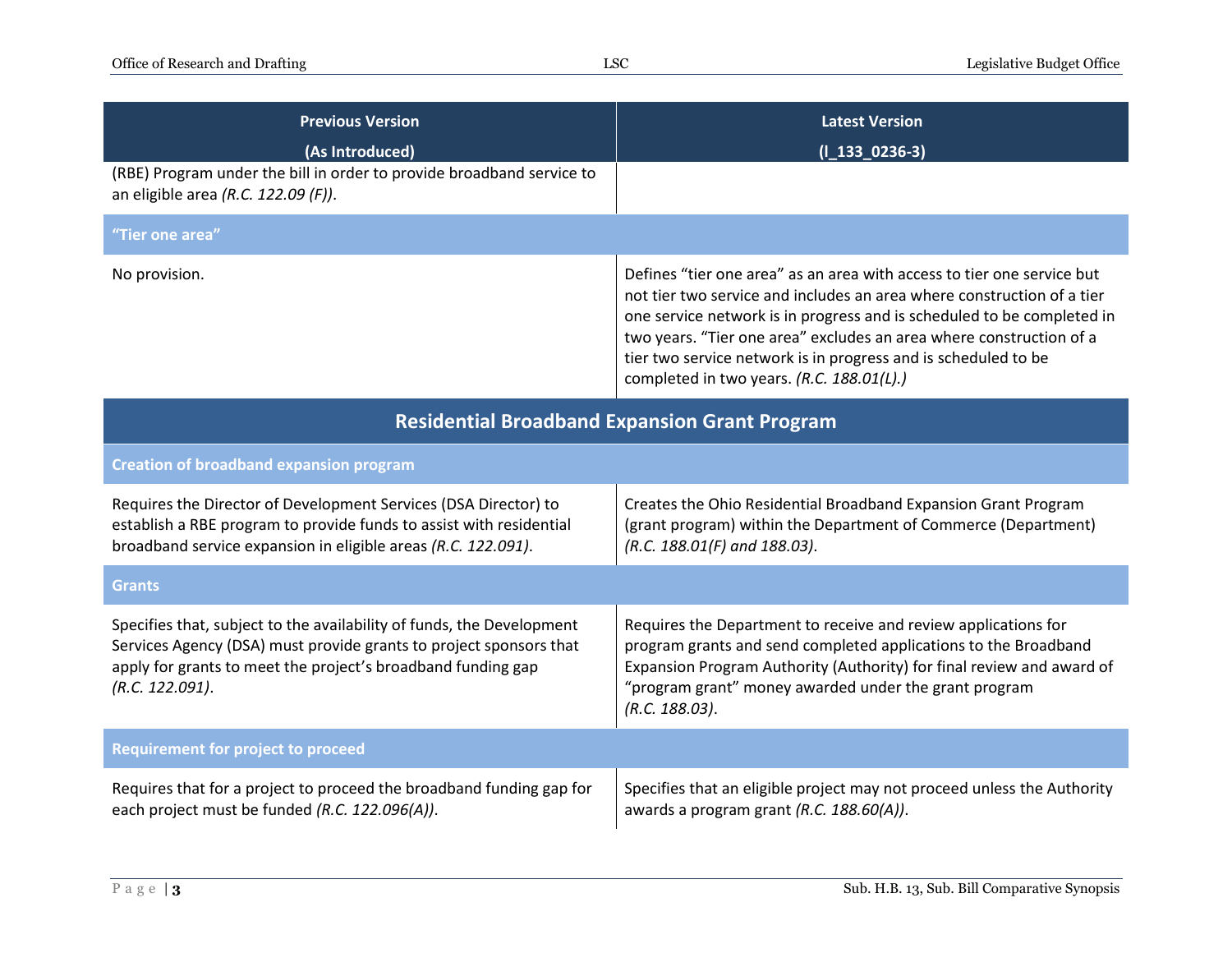| Previous Version (As Introduced) | Latest Version (l_133_0236-3) |
|---|---|
| (RBE) Program under the bill in order to provide broadband service to an eligible area *(R.C. 122.09 (F))*. | |
| **"Tier one area"** | |
| No provision. | Defines "tier one area" as an area with access to tier one service but not tier two service and includes an area where construction of a tier one service network is in progress and is scheduled to be completed in two years. "Tier one area" excludes an area where construction of a tier two service network is in progress and is scheduled to be completed in two years. *(R.C. 188.01(L).)* |
| **Residential Broadband Expansion Grant Program** | |
| **Creation of broadband expansion program** | |
| Requires the Director of Development Services (DSA Director) to establish a RBE program to provide funds to assist with residential broadband service expansion in eligible areas *(R.C. 122.091)*. | Creates the Ohio Residential Broadband Expansion Grant Program (grant program) within the Department of Commerce (Department) *(R.C. 188.01(F) and 188.03)*. |
| **Grants** | |
| Specifies that, subject to the availability of funds, the Development Services Agency (DSA) must provide grants to project sponsors that apply for grants to meet the project's broadband funding gap *(R.C. 122.091)*. | Requires the Department to receive and review applications for program grants and send completed applications to the Broadband Expansion Program Authority (Authority) for final review and award of "program grant" money awarded under the grant program *(R.C. 188.03)*. |
| **Requirement for project to proceed** | |
| Requires that for a project to proceed the broadband funding gap for each project must be funded *(R.C. 122.096(A))*. | Specifies that an eligible project may not proceed unless the Authority awards a program grant *(R.C. 188.60(A))*. |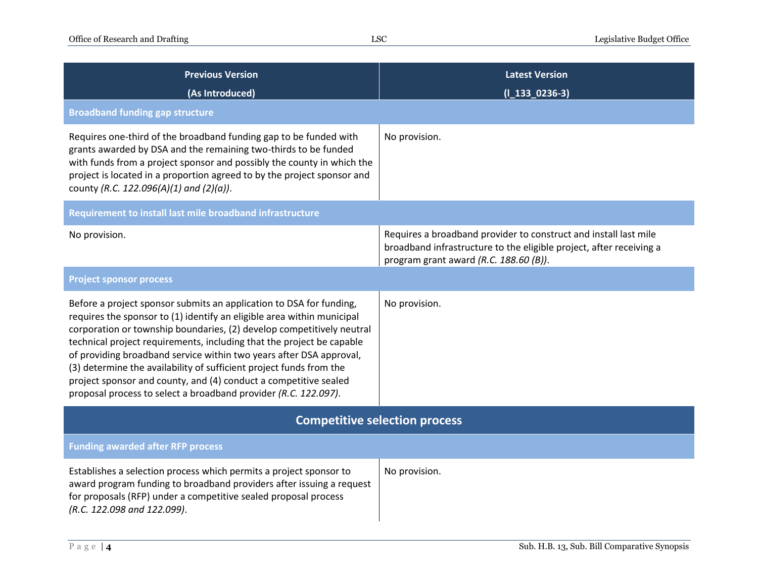| Previous Version (As Introduced) | Latest Version (l_133_0236-3) |
| --- | --- |
| **Broadband funding gap structure** | |
| Requires one-third of the broadband funding gap to be funded with grants awarded by DSA and the remaining two-thirds to be funded with funds from a project sponsor and possibly the county in which the project is located in a proportion agreed to by the project sponsor and county *(R.C. 122.096(A)(1) and (2)(a))*. | No provision. |
| **Requirement to install last mile broadband infrastructure** | |
| No provision. | Requires a broadband provider to construct and install last mile broadband infrastructure to the eligible project, after receiving a program grant award *(R.C. 188.60 (B))*. |
| **Project sponsor process** | |
| Before a project sponsor submits an application to DSA for funding, requires the sponsor to (1) identify an eligible area within municipal corporation or township boundaries, (2) develop competitively neutral technical project requirements, including that the project be capable of providing broadband service within two years after DSA approval, (3) determine the availability of sufficient project funds from the project sponsor and county, and (4) conduct a competitive sealed proposal process to select a broadband provider *(R.C. 122.097)*. | No provision. |
| **Competitive selection process** | |
| **Funding awarded after RFP process** | |
| Establishes a selection process which permits a project sponsor to award program funding to broadband providers after issuing a request for proposals (RFP) under a competitive sealed proposal process *(R.C. 122.098 and 122.099)*. | No provision. |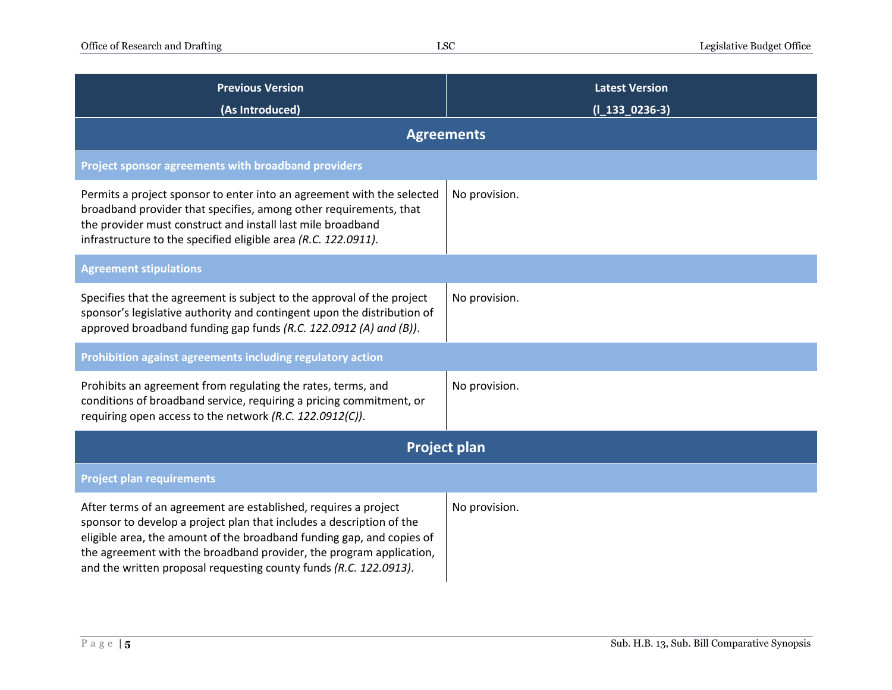| Previous Version (As Introduced) | Latest Version (l_133_0236-3) |
|---|---|
| **Agreements** | |
| **Project sponsor agreements with broadband providers** | |
| Permits a project sponsor to enter into an agreement with the selected broadband provider that specifies, among other requirements, that the provider must construct and install last mile broadband infrastructure to the specified eligible area *(R.C. 122.0911)*. | No provision. |
| **Agreement stipulations** | |
| Specifies that the agreement is subject to the approval of the project sponsor's legislative authority and contingent upon the distribution of approved broadband funding gap funds *(R.C. 122.0912 (A) and (B))*. | No provision. |
| **Prohibition against agreements including regulatory action** | |
| Prohibits an agreement from regulating the rates, terms, and conditions of broadband service, requiring a pricing commitment, or requiring open access to the network *(R.C. 122.0912(C))*. | No provision. |
| **Project plan** | |
| **Project plan requirements** | |
| After terms of an agreement are established, requires a project sponsor to develop a project plan that includes a description of the eligible area, the amount of the broadband funding gap, and copies of the agreement with the broadband provider, the program application, and the written proposal requesting county funds *(R.C. 122.0913)*. | No provision. |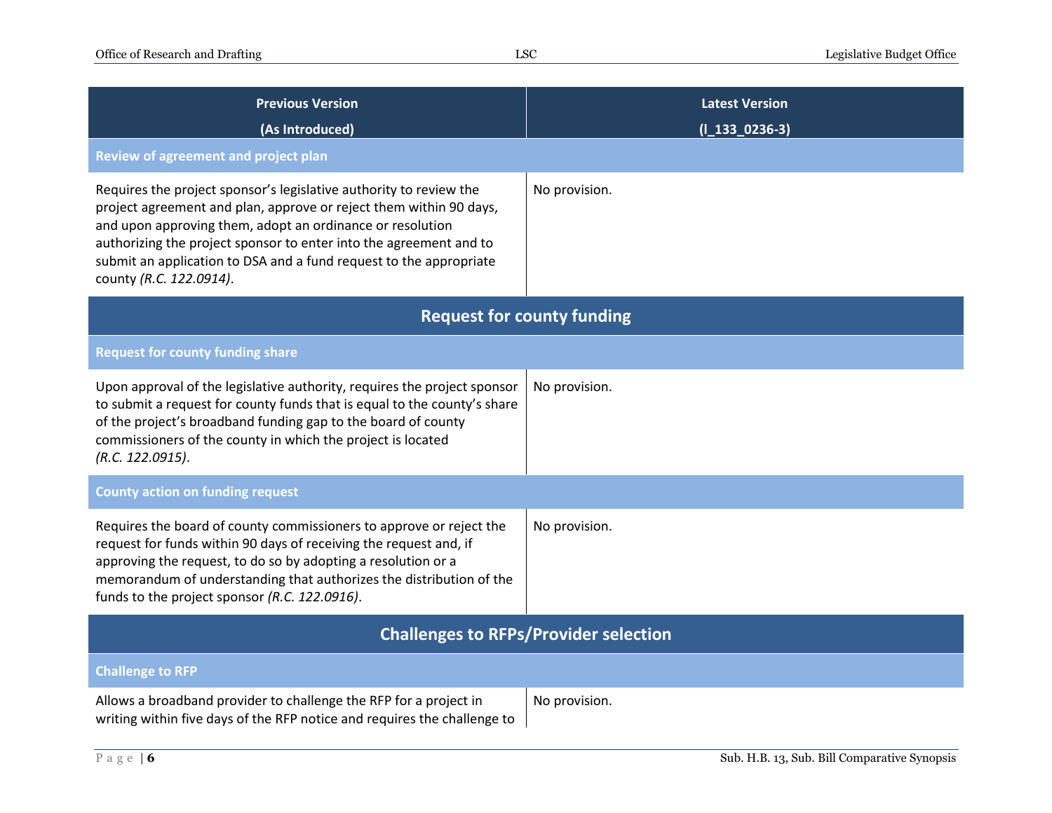| Previous Version (As Introduced) | Latest Version (l_133_0236-3) |
|---|---|
| **Review of agreement and project plan** | |
| Requires the project sponsor's legislative authority to review the project agreement and plan, approve or reject them within 90 days, and upon approving them, adopt an ordinance or resolution authorizing the project sponsor to enter into the agreement and to submit an application to DSA and a fund request to the appropriate county *(R.C. 122.0914)*. | No provision. |
| **Request for county funding** | |
| **Request for county funding share** | |
| Upon approval of the legislative authority, requires the project sponsor to submit a request for county funds that is equal to the county's share of the project's broadband funding gap to the board of county commissioners of the county in which the project is located *(R.C. 122.0915)*. | No provision. |
| **County action on funding request** | |
| Requires the board of county commissioners to approve or reject the request for funds within 90 days of receiving the request and, if approving the request, to do so by adopting a resolution or a memorandum of understanding that authorizes the distribution of the funds to the project sponsor *(R.C. 122.0916)*. | No provision. |
| **Challenges to RFPs/Provider selection** | |
| **Challenge to RFP** | |
| Allows a broadband provider to challenge the RFP for a project in writing within five days of the RFP notice and requires the challenge to | No provision. |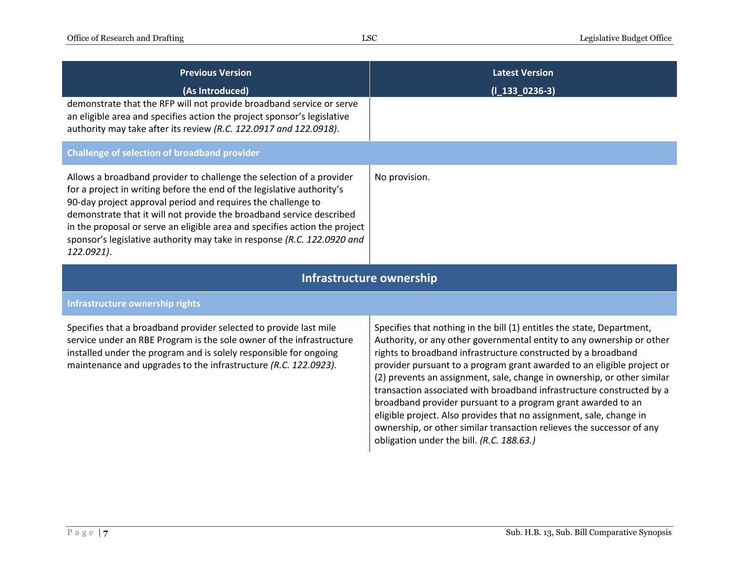| Previous Version (As Introduced) | Latest Version (l_133_0236-3) |
|---|---|
| demonstrate that the RFP will not provide broadband service or serve an eligible area and specifies action the project sponsor's legislative authority may take after its review *(R.C. 122.0917 and 122.0918)*. | |
| **Challenge of selection of broadband provider** | |
| Allows a broadband provider to challenge the selection of a provider for a project in writing before the end of the legislative authority's 90-day project approval period and requires the challenge to demonstrate that it will not provide the broadband service described in the proposal or serve an eligible area and specifies action the project sponsor's legislative authority may take in response *(R.C. 122.0920 and 122.0921)*. | No provision. |
| **Infrastructure ownership** | |
| **Infrastructure ownership rights** | |
| Specifies that a broadband provider selected to provide last mile service under an RBE Program is the sole owner of the infrastructure installed under the program and is solely responsible for ongoing maintenance and upgrades to the infrastructure *(R.C. 122.0923).* | Specifies that nothing in the bill (1) entitles the state, Department, Authority, or any other governmental entity to any ownership or other rights to broadband infrastructure constructed by a broadband provider pursuant to a program grant awarded to an eligible project or (2) prevents an assignment, sale, change in ownership, or other similar transaction associated with broadband infrastructure constructed by a broadband provider pursuant to a program grant awarded to an eligible project. Also provides that no assignment, sale, change in ownership, or other similar transaction relieves the successor of any obligation under the bill. *(R.C. 188.63.)* |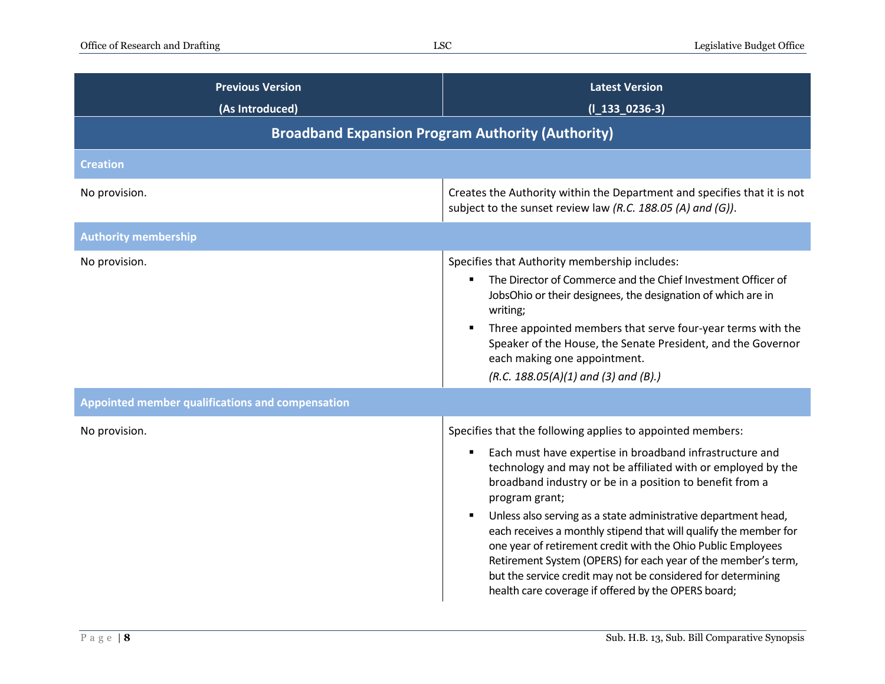| Previous Version (As Introduced) | Latest Version (l_133_0236-3) |
|---|---|
| **Broadband Expansion Program Authority (Authority)** | |
| **Creation** | |
| No provision. | Creates the Authority within the Department and specifies that it is not subject to the sunset review law *(R.C. 188.05 (A) and (G))*. |
| **Authority membership** | |
| No provision. | Specifies that Authority membership includes:<br>▪ The Director of Commerce and the Chief Investment Officer of JobsOhio or their designees, the designation of which are in writing;<br>▪ Three appointed members that serve four-year terms with the Speaker of the House, the Senate President, and the Governor each making one appointment.<br>*(R.C. 188.05(A)(1) and (3) and (B).)* |
| **Appointed member qualifications and compensation** | |
| No provision. | Specifies that the following applies to appointed members:<br>▪ Each must have expertise in broadband infrastructure and technology and may not be affiliated with or employed by the broadband industry or be in a position to benefit from a program grant;<br>▪ Unless also serving as a state administrative department head, each receives a monthly stipend that will qualify the member for one year of retirement credit with the Ohio Public Employees Retirement System (OPERS) for each year of the member's term, but the service credit may not be considered for determining health care coverage if offered by the OPERS board; |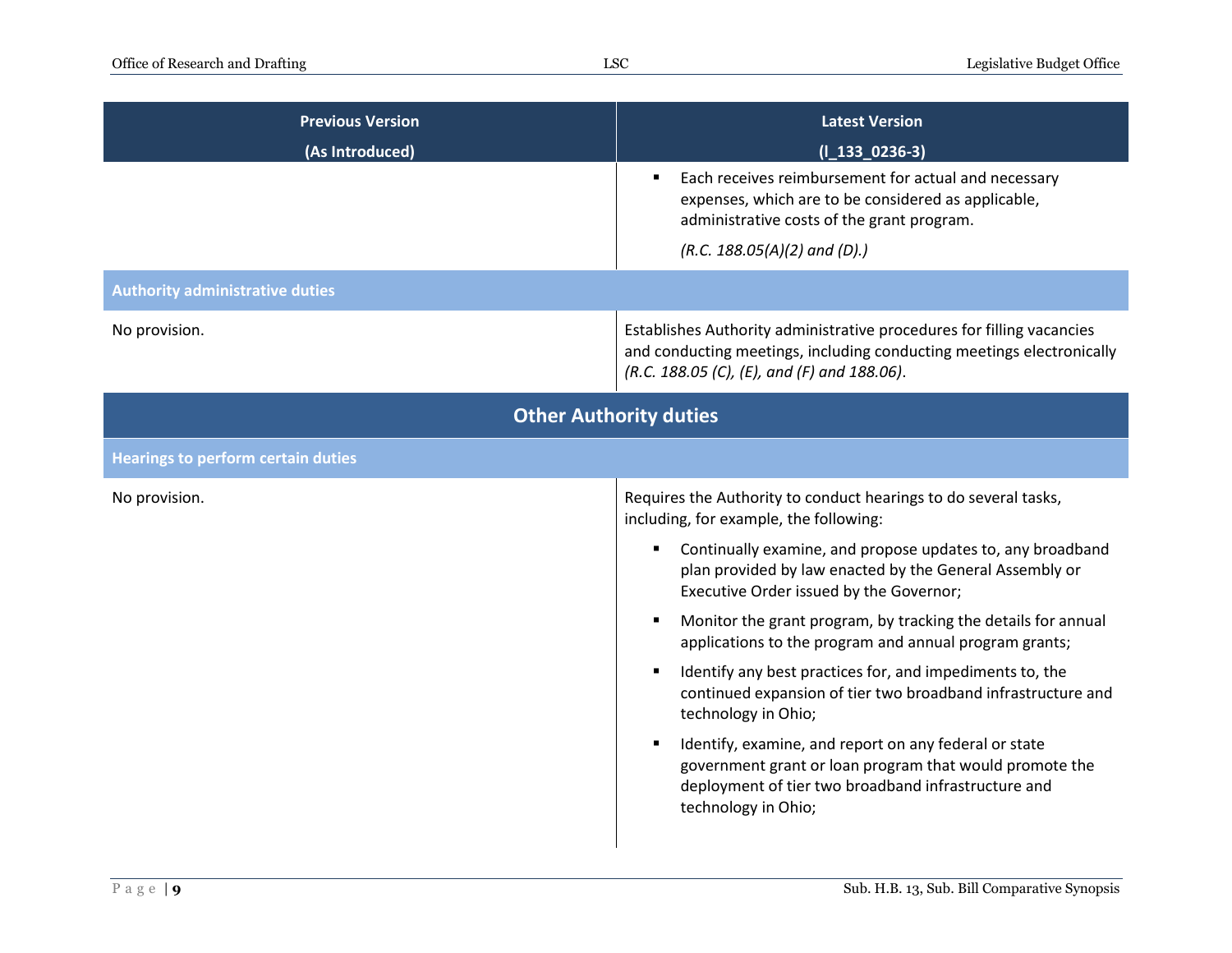| Previous Version (As Introduced) | Latest Version (l_133_0236-3) |
|---|---|
| | ▪ Each receives reimbursement for actual and necessary expenses, which are to be considered as applicable, administrative costs of the grant program. *(R.C. 188.05(A)(2) and (D).)* |
| **Authority administrative duties** | |
| No provision. | Establishes Authority administrative procedures for filling vacancies and conducting meetings, including conducting meetings electronically *(R.C. 188.05 (C), (E), and (F) and 188.06)*. |
| **Other Authority duties** | |
| **Hearings to perform certain duties** | |
| No provision. | Requires the Authority to conduct hearings to do several tasks, including, for example, the following: ▪ Continually examine, and propose updates to, any broadband plan provided by law enacted by the General Assembly or Executive Order issued by the Governor; ▪ Monitor the grant program, by tracking the details for annual applications to the program and annual program grants; ▪ Identify any best practices for, and impediments to, the continued expansion of tier two broadband infrastructure and technology in Ohio; ▪ Identify, examine, and report on any federal or state government grant or loan program that would promote the deployment of tier two broadband infrastructure and technology in Ohio; |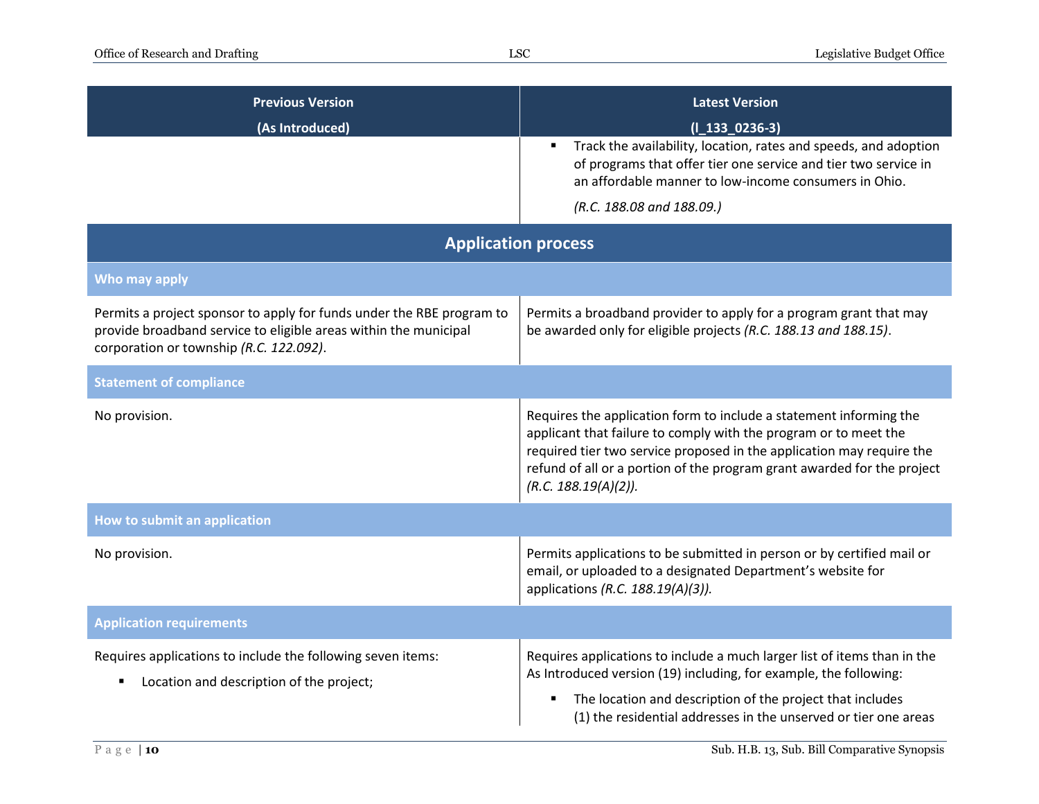| Previous Version (As Introduced) | Latest Version (l_133_0236-3) |
| --- | --- |
| | ▪ Track the availability, location, rates and speeds, and adoption of programs that offer tier one service and tier two service in an affordable manner to low-income consumers in Ohio.<br><br>*(R.C. 188.08 and 188.09.)* |
| **Application process** | |
| **Who may apply** | |
| Permits a project sponsor to apply for funds under the RBE program to provide broadband service to eligible areas within the municipal corporation or township *(R.C. 122.092)*. | Permits a broadband provider to apply for a program grant that may be awarded only for eligible projects *(R.C. 188.13 and 188.15)*. |
| **Statement of compliance** | |
| No provision. | Requires the application form to include a statement informing the applicant that failure to comply with the program or to meet the required tier two service proposed in the application may require the refund of all or a portion of the program grant awarded for the project *(R.C. 188.19(A)(2))*. |
| **How to submit an application** | |
| No provision. | Permits applications to be submitted in person or by certified mail or email, or uploaded to a designated Department's website for applications *(R.C. 188.19(A)(3))*. |
| **Application requirements** | |
| Requires applications to include the following seven items:<br><br>▪ Location and description of the project; | Requires applications to include a much larger list of items than in the As Introduced version (19) including, for example, the following:<br><br>▪ The location and description of the project that includes (1) the residential addresses in the unserved or tier one areas |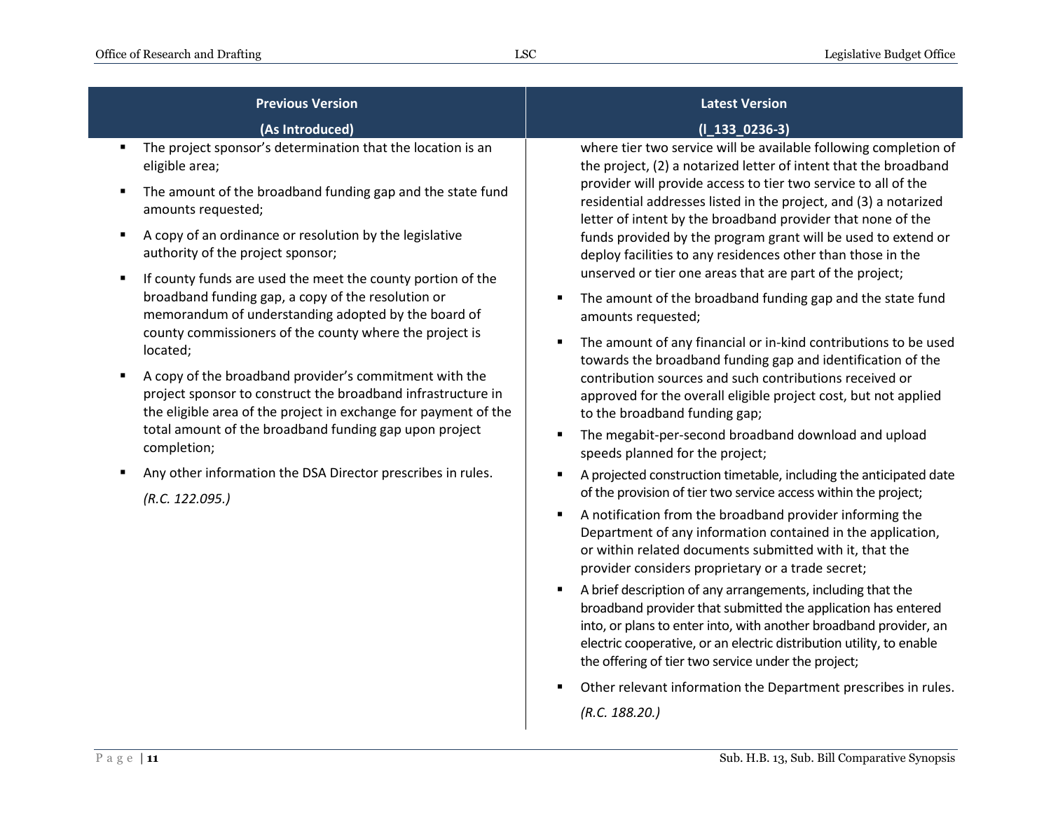| Previous Version (As Introduced) | Latest Version (l_133_0236-3) |
| --- | --- |
| ▪ The project sponsor's determination that the location is an eligible area;<br>▪ The amount of the broadband funding gap and the state fund amounts requested;<br>▪ A copy of an ordinance or resolution by the legislative authority of the project sponsor;<br>▪ If county funds are used the meet the county portion of the broadband funding gap, a copy of the resolution or memorandum of understanding adopted by the board of county commissioners of the county where the project is located;<br>▪ A copy of the broadband provider's commitment with the project sponsor to construct the broadband infrastructure in the eligible area of the project in exchange for payment of the total amount of the broadband funding gap upon project completion;<br>▪ Any other information the DSA Director prescribes in rules.<br>*(R.C. 122.095.)* | where tier two service will be available following completion of the project, (2) a notarized letter of intent that the broadband provider will provide access to tier two service to all of the residential addresses listed in the project, and (3) a notarized letter of intent by the broadband provider that none of the funds provided by the program grant will be used to extend or deploy facilities to any residences other than those in the unserved or tier one areas that are part of the project;<br>▪ The amount of the broadband funding gap and the state fund amounts requested;<br>▪ The amount of any financial or in-kind contributions to be used towards the broadband funding gap and identification of the contribution sources and such contributions received or approved for the overall eligible project cost, but not applied to the broadband funding gap;<br>▪ The megabit-per-second broadband download and upload speeds planned for the project;<br>▪ A projected construction timetable, including the anticipated date of the provision of tier two service access within the project;<br>▪ A notification from the broadband provider informing the Department of any information contained in the application, or within related documents submitted with it, that the provider considers proprietary or a trade secret;<br>▪ A brief description of any arrangements, including that the broadband provider that submitted the application has entered into, or plans to enter into, with another broadband provider, an electric cooperative, or an electric distribution utility, to enable the offering of tier two service under the project;<br>▪ Other relevant information the Department prescribes in rules.<br>*(R.C. 188.20.)* |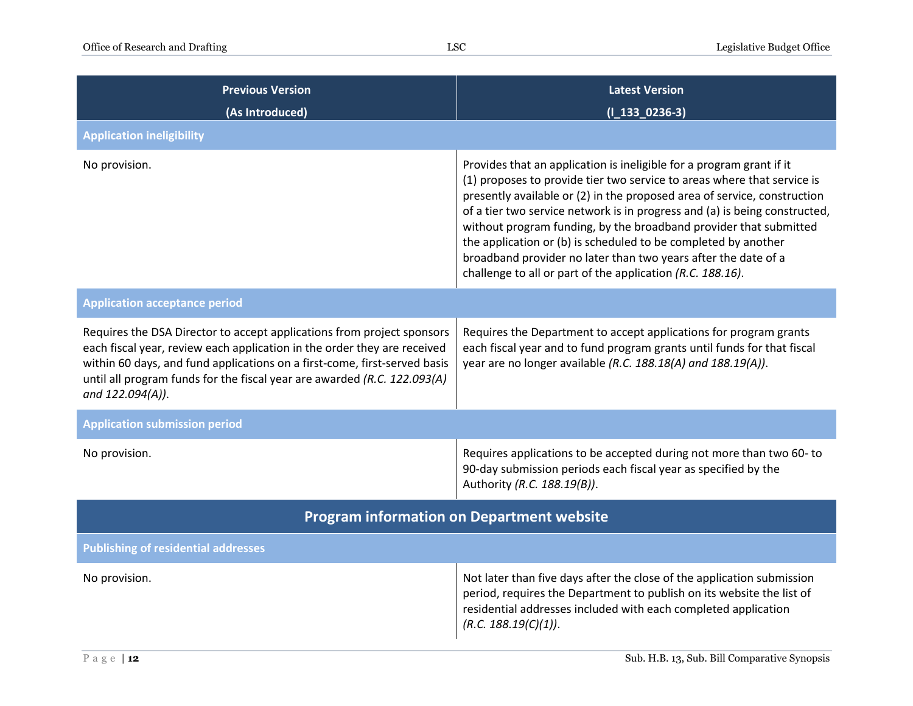| Previous Version (As Introduced) | Latest Version (l_133_0236-3) |
|---|---|
| **Application ineligibility** | |
| No provision. | Provides that an application is ineligible for a program grant if it (1) proposes to provide tier two service to areas where that service is presently available or (2) in the proposed area of service, construction of a tier two service network is in progress and (a) is being constructed, without program funding, by the broadband provider that submitted the application or (b) is scheduled to be completed by another broadband provider no later than two years after the date of a challenge to all or part of the application *(R.C. 188.16)*. |
| **Application acceptance period** | |
| Requires the DSA Director to accept applications from project sponsors each fiscal year, review each application in the order they are received within 60 days, and fund applications on a first-come, first-served basis until all program funds for the fiscal year are awarded *(R.C. 122.093(A) and 122.094(A))*. | Requires the Department to accept applications for program grants each fiscal year and to fund program grants until funds for that fiscal year are no longer available *(R.C. 188.18(A) and 188.19(A))*. |
| **Application submission period** | |
| No provision. | Requires applications to be accepted during not more than two 60- to 90-day submission periods each fiscal year as specified by the Authority *(R.C. 188.19(B))*. |
| **Program information on Department website** | |
| **Publishing of residential addresses** | |
| No provision. | Not later than five days after the close of the application submission period, requires the Department to publish on its website the list of residential addresses included with each completed application *(R.C. 188.19(C)(1))*. |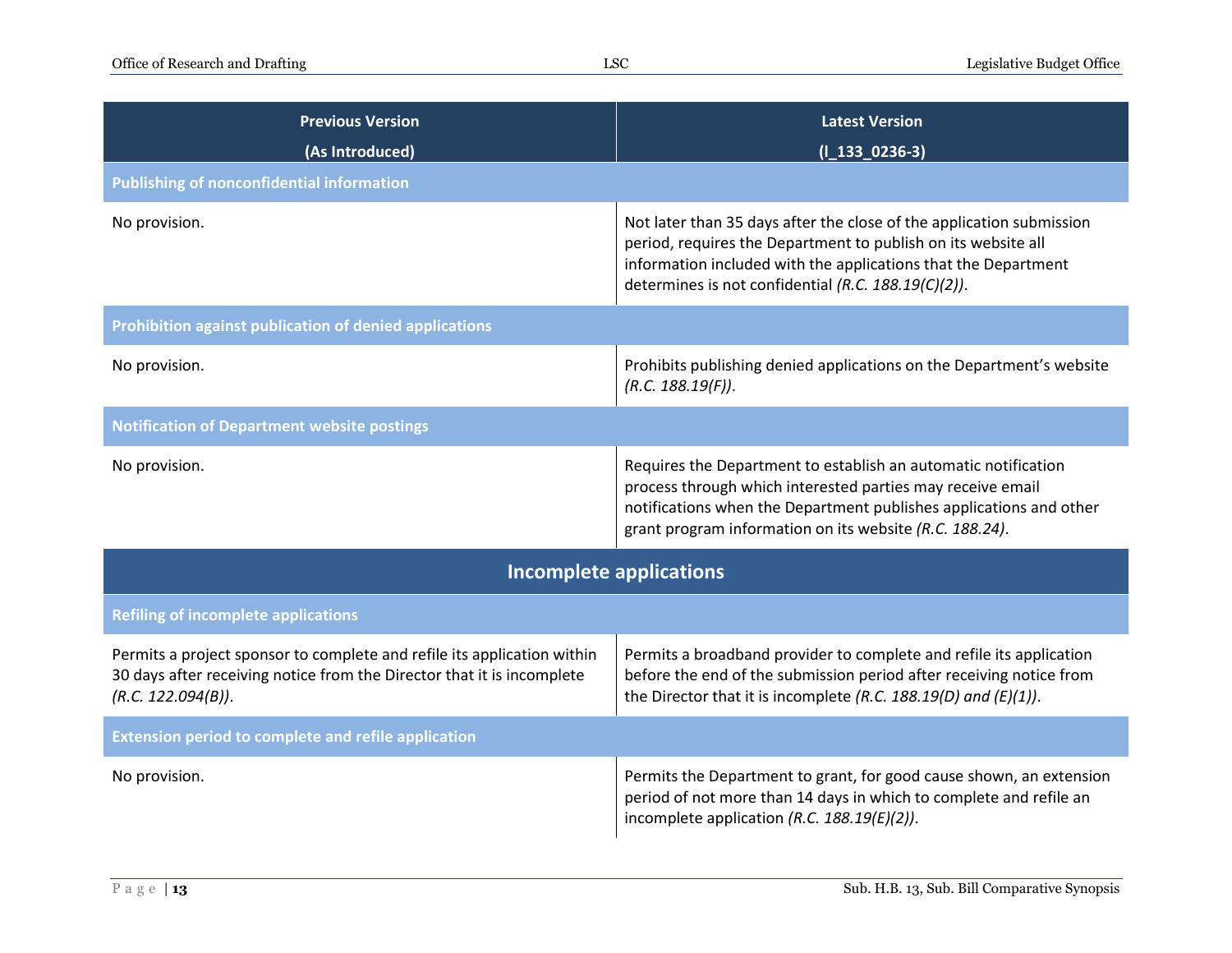| Previous Version (As Introduced) | Latest Version (l_133_0236-3) |
|---|---|
| **Publishing of nonconfidential information** | |
| No provision. | Not later than 35 days after the close of the application submission period, requires the Department to publish on its website all information included with the applications that the Department determines is not confidential *(R.C. 188.19(C)(2))*. |
| **Prohibition against publication of denied applications** | |
| No provision. | Prohibits publishing denied applications on the Department's website *(R.C. 188.19(F))*. |
| **Notification of Department website postings** | |
| No provision. | Requires the Department to establish an automatic notification process through which interested parties may receive email notifications when the Department publishes applications and other grant program information on its website *(R.C. 188.24)*. |
| **Incomplete applications** | |
| **Refiling of incomplete applications** | |
| Permits a project sponsor to complete and refile its application within 30 days after receiving notice from the Director that it is incomplete *(R.C. 122.094(B))*. | Permits a broadband provider to complete and refile its application before the end of the submission period after receiving notice from the Director that it is incomplete *(R.C. 188.19(D) and (E)(1))*. |
| **Extension period to complete and refile application** | |
| No provision. | Permits the Department to grant, for good cause shown, an extension period of not more than 14 days in which to complete and refile an incomplete application *(R.C. 188.19(E)(2))*. |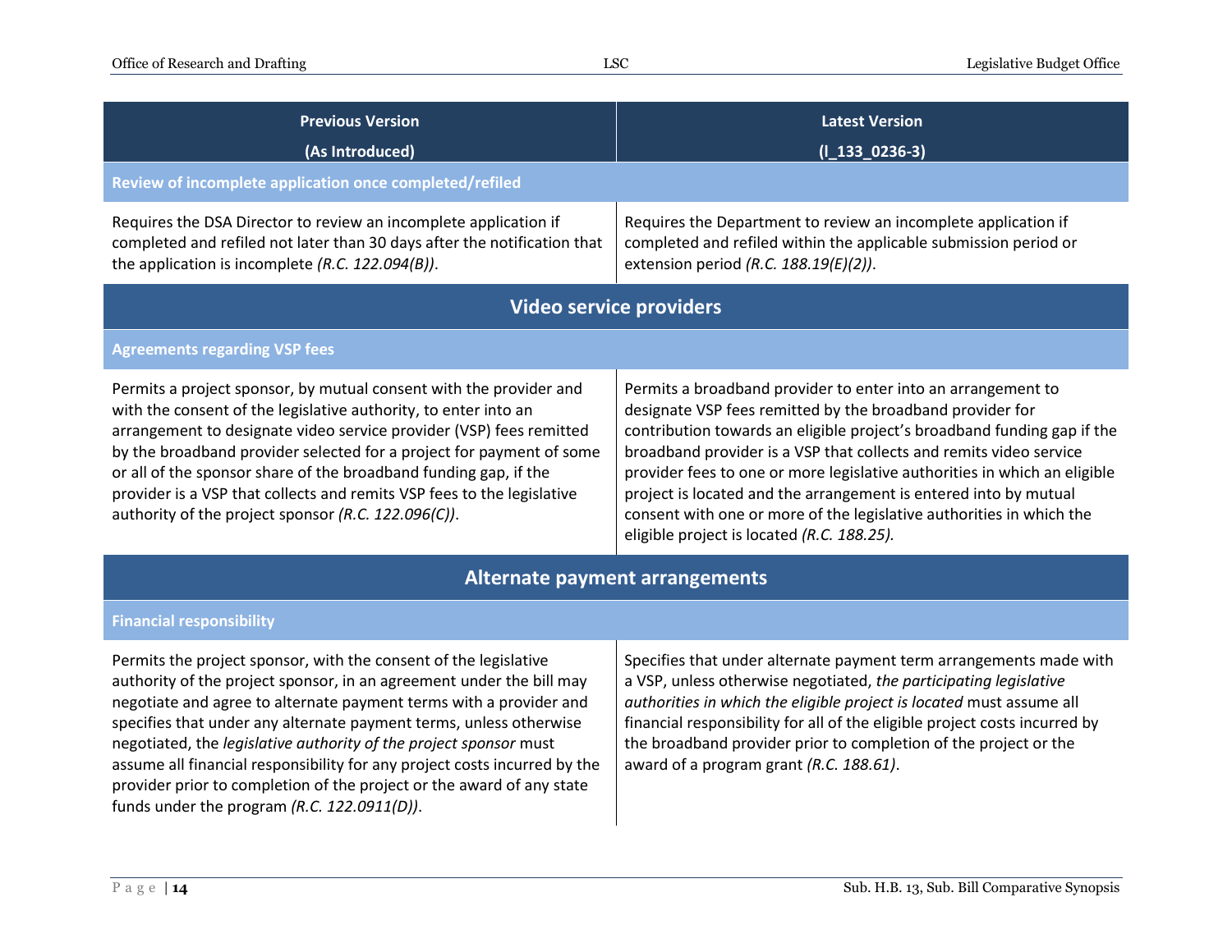| Previous Version (As Introduced) | Latest Version (l_133_0236-3) |
|---|---|
| **Review of incomplete application once completed/refiled** | |
| Requires the DSA Director to review an incomplete application if completed and refiled not later than 30 days after the notification that the application is incomplete *(R.C. 122.094(B))*. | Requires the Department to review an incomplete application if completed and refiled within the applicable submission period or extension period *(R.C. 188.19(E)(2))*. |
| **Video service providers** | |
| **Agreements regarding VSP fees** | |
| Permits a project sponsor, by mutual consent with the provider and with the consent of the legislative authority, to enter into an arrangement to designate video service provider (VSP) fees remitted by the broadband provider selected for a project for payment of some or all of the sponsor share of the broadband funding gap, if the provider is a VSP that collects and remits VSP fees to the legislative authority of the project sponsor *(R.C. 122.096(C))*. | Permits a broadband provider to enter into an arrangement to designate VSP fees remitted by the broadband provider for contribution towards an eligible project's broadband funding gap if the broadband provider is a VSP that collects and remits video service provider fees to one or more legislative authorities in which an eligible project is located and the arrangement is entered into by mutual consent with one or more of the legislative authorities in which the eligible project is located *(R.C. 188.25).* |
| **Alternate payment arrangements** | |
| **Financial responsibility** | |
| Permits the project sponsor, with the consent of the legislative authority of the project sponsor, in an agreement under the bill may negotiate and agree to alternate payment terms with a provider and specifies that under any alternate payment terms, unless otherwise negotiated, the *legislative authority of the project sponsor* must assume all financial responsibility for any project costs incurred by the provider prior to completion of the project or the award of any state funds under the program *(R.C. 122.0911(D))*. | Specifies that under alternate payment term arrangements made with a VSP, unless otherwise negotiated, *the participating legislative authorities in which the eligible project is located* must assume all financial responsibility for all of the eligible project costs incurred by the broadband provider prior to completion of the project or the award of a program grant *(R.C. 188.61)*. |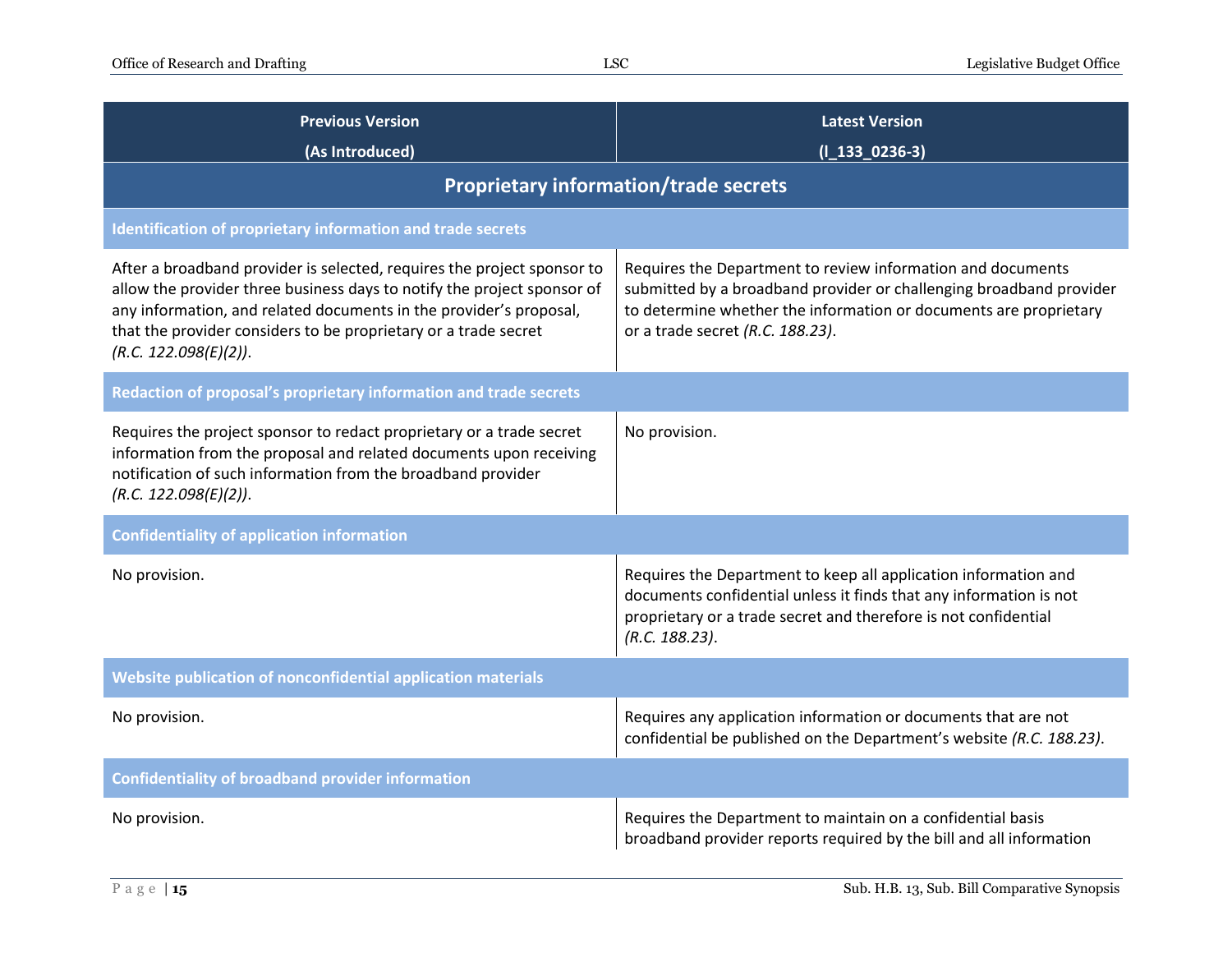| Previous Version (As Introduced) | Latest Version (l_133_0236-3) |
|---|---|
| **Proprietary information/trade secrets** | |
| **Identification of proprietary information and trade secrets** | |
| After a broadband provider is selected, requires the project sponsor to allow the provider three business days to notify the project sponsor of any information, and related documents in the provider's proposal, that the provider considers to be proprietary or a trade secret *(R.C. 122.098(E)(2))*. | Requires the Department to review information and documents submitted by a broadband provider or challenging broadband provider to determine whether the information or documents are proprietary or a trade secret *(R.C. 188.23)*. |
| **Redaction of proposal's proprietary information and trade secrets** | |
| Requires the project sponsor to redact proprietary or a trade secret information from the proposal and related documents upon receiving notification of such information from the broadband provider *(R.C. 122.098(E)(2))*. | No provision. |
| **Confidentiality of application information** | |
| No provision. | Requires the Department to keep all application information and documents confidential unless it finds that any information is not proprietary or a trade secret and therefore is not confidential *(R.C. 188.23)*. |
| **Website publication of nonconfidential application materials** | |
| No provision. | Requires any application information or documents that are not confidential be published on the Department's website *(R.C. 188.23)*. |
| **Confidentiality of broadband provider information** | |
| No provision. | Requires the Department to maintain on a confidential basis broadband provider reports required by the bill and all information |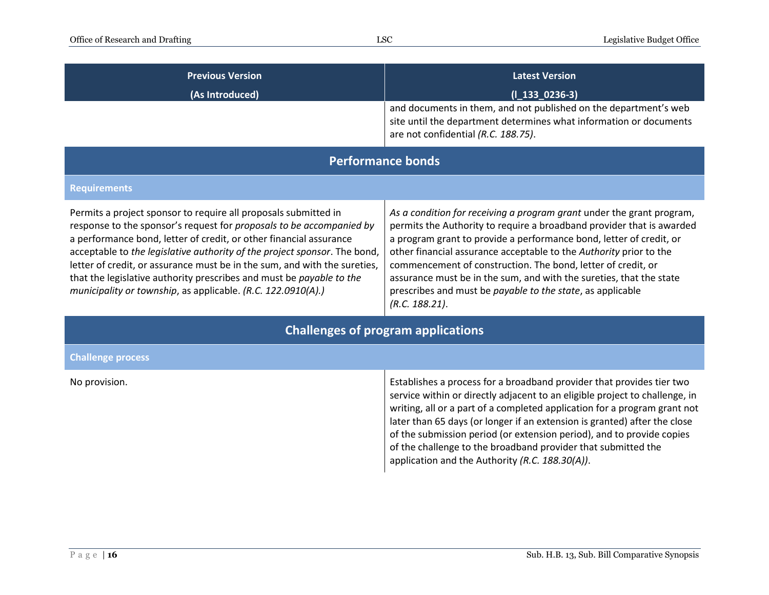| Previous Version (As Introduced) | Latest Version (l_133_0236-3) |
|---|---|
| | and documents in them, and not published on the department's web site until the department determines what information or documents are not confidential *(R.C. 188.75)*. |
| **Performance bonds** | |
| **Requirements** | |
| Permits a project sponsor to require all proposals submitted in response to the sponsor's request for *proposals to be accompanied by* a performance bond, letter of credit, or other financial assurance acceptable to *the legislative authority of the project sponsor*. The bond, letter of credit, or assurance must be in the sum, and with the sureties, that the legislative authority prescribes and must be *payable to the municipality or township*, as applicable. *(R.C. 122.0910(A).)* | *As a condition for receiving a program grant* under the grant program, permits the Authority to require a broadband provider that is awarded a program grant to provide a performance bond, letter of credit, or other financial assurance acceptable to the *Authority* prior to the commencement of construction. The bond, letter of credit, or assurance must be in the sum, and with the sureties, that the state prescribes and must be *payable to the state*, as applicable *(R.C. 188.21)*. |
| **Challenges of program applications** | |
| **Challenge process** | |
| No provision. | Establishes a process for a broadband provider that provides tier two service within or directly adjacent to an eligible project to challenge, in writing, all or a part of a completed application for a program grant not later than 65 days (or longer if an extension is granted) after the close of the submission period (or extension period), and to provide copies of the challenge to the broadband provider that submitted the application and the Authority *(R.C. 188.30(A))*. |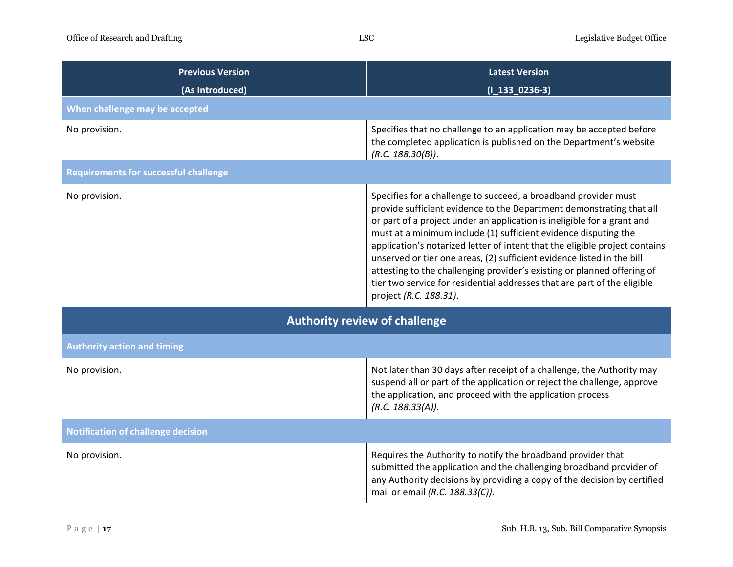| Previous Version (As Introduced) | Latest Version (l_133_0236-3) |
| --- | --- |
| **When challenge may be accepted** | |
| No provision. | Specifies that no challenge to an application may be accepted before the completed application is published on the Department's website *(R.C. 188.30(B))*. |
| **Requirements for successful challenge** | |
| No provision. | Specifies for a challenge to succeed, a broadband provider must provide sufficient evidence to the Department demonstrating that all or part of a project under an application is ineligible for a grant and must at a minimum include (1) sufficient evidence disputing the application's notarized letter of intent that the eligible project contains unserved or tier one areas, (2) sufficient evidence listed in the bill attesting to the challenging provider's existing or planned offering of tier two service for residential addresses that are part of the eligible project *(R.C. 188.31)*. |
| **Authority review of challenge** | |
| **Authority action and timing** | |
| No provision. | Not later than 30 days after receipt of a challenge, the Authority may suspend all or part of the application or reject the challenge, approve the application, and proceed with the application process *(R.C. 188.33(A))*. |
| **Notification of challenge decision** | |
| No provision. | Requires the Authority to notify the broadband provider that submitted the application and the challenging broadband provider of any Authority decisions by providing a copy of the decision by certified mail or email *(R.C. 188.33(C))*. |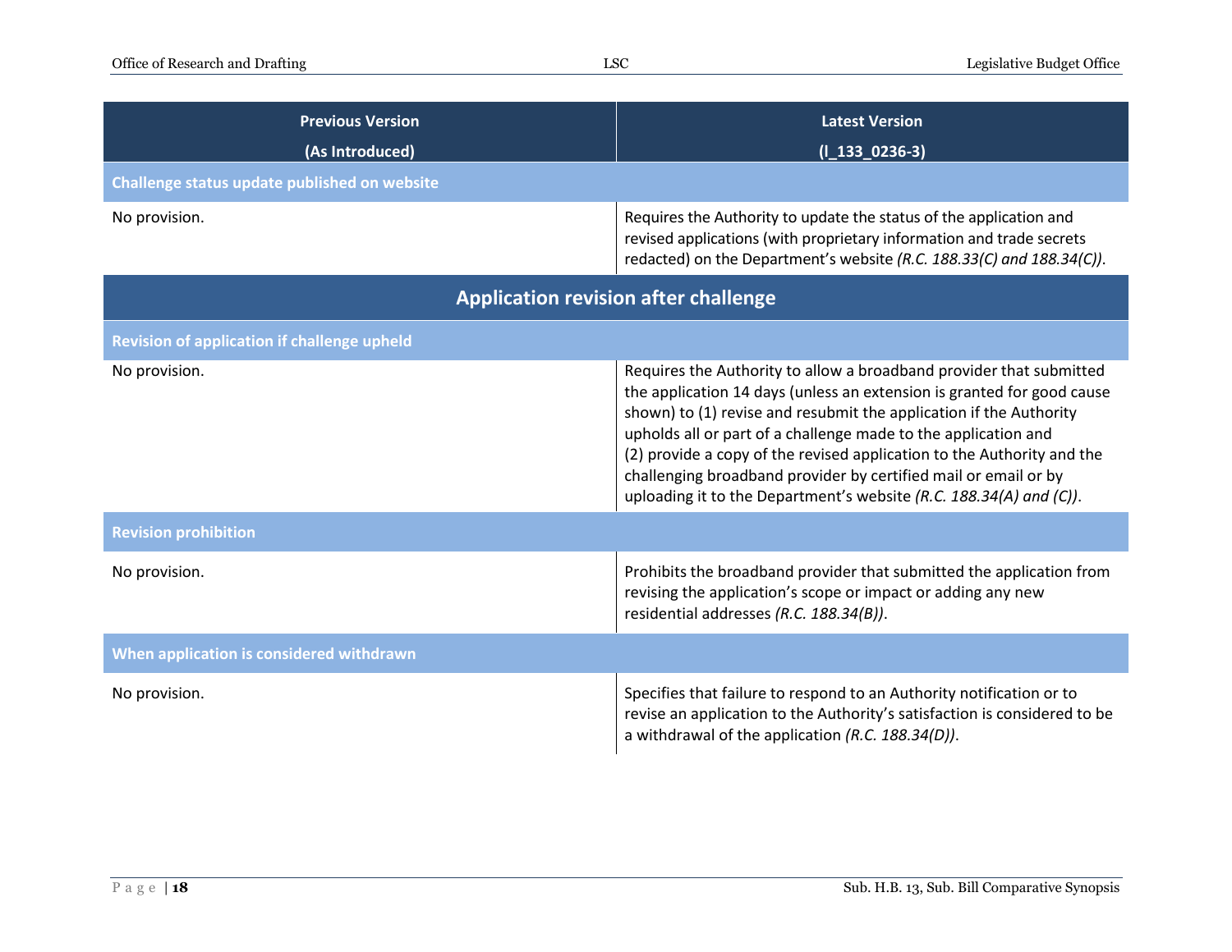| Previous Version (As Introduced) | Latest Version (l_133_0236-3) |
|---|---|
| **Challenge status update published on website** | |
| No provision. | Requires the Authority to update the status of the application and revised applications (with proprietary information and trade secrets redacted) on the Department's website *(R.C. 188.33(C) and 188.34(C))*. |
| **Application revision after challenge** | |
| **Revision of application if challenge upheld** | |
| No provision. | Requires the Authority to allow a broadband provider that submitted the application 14 days (unless an extension is granted for good cause shown) to (1) revise and resubmit the application if the Authority upholds all or part of a challenge made to the application and (2) provide a copy of the revised application to the Authority and the challenging broadband provider by certified mail or email or by uploading it to the Department's website *(R.C. 188.34(A) and (C))*. |
| **Revision prohibition** | |
| No provision. | Prohibits the broadband provider that submitted the application from revising the application's scope or impact or adding any new residential addresses *(R.C. 188.34(B))*. |
| **When application is considered withdrawn** | |
| No provision. | Specifies that failure to respond to an Authority notification or to revise an application to the Authority's satisfaction is considered to be a withdrawal of the application *(R.C. 188.34(D))*. |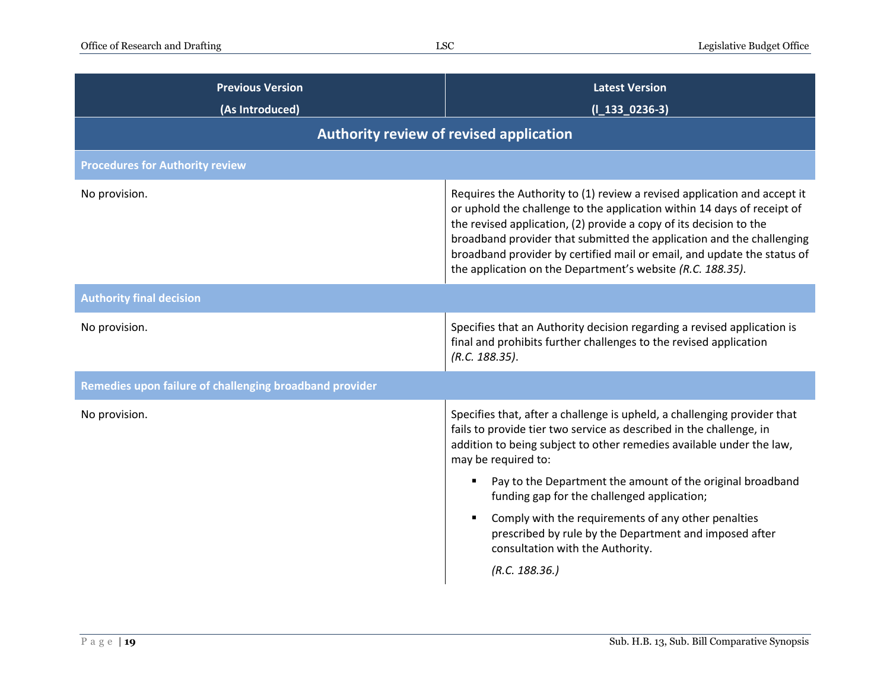| Previous Version (As Introduced) | Latest Version (l_133_0236-3) |
|---|---|
| **Authority review of revised application** | |
| **Procedures for Authority review** | |
| No provision. | Requires the Authority to (1) review a revised application and accept it or uphold the challenge to the application within 14 days of receipt of the revised application, (2) provide a copy of its decision to the broadband provider that submitted the application and the challenging broadband provider by certified mail or email, and update the status of the application on the Department's website *(R.C. 188.35)*. |
| **Authority final decision** | |
| No provision. | Specifies that an Authority decision regarding a revised application is final and prohibits further challenges to the revised application *(R.C. 188.35)*. |
| **Remedies upon failure of challenging broadband provider** | |
| No provision. | Specifies that, after a challenge is upheld, a challenging provider that fails to provide tier two service as described in the challenge, in addition to being subject to other remedies available under the law, may be required to:<br>▪ Pay to the Department the amount of the original broadband funding gap for the challenged application;<br>▪ Comply with the requirements of any other penalties prescribed by rule by the Department and imposed after consultation with the Authority.<br>*(R.C. 188.36.)* |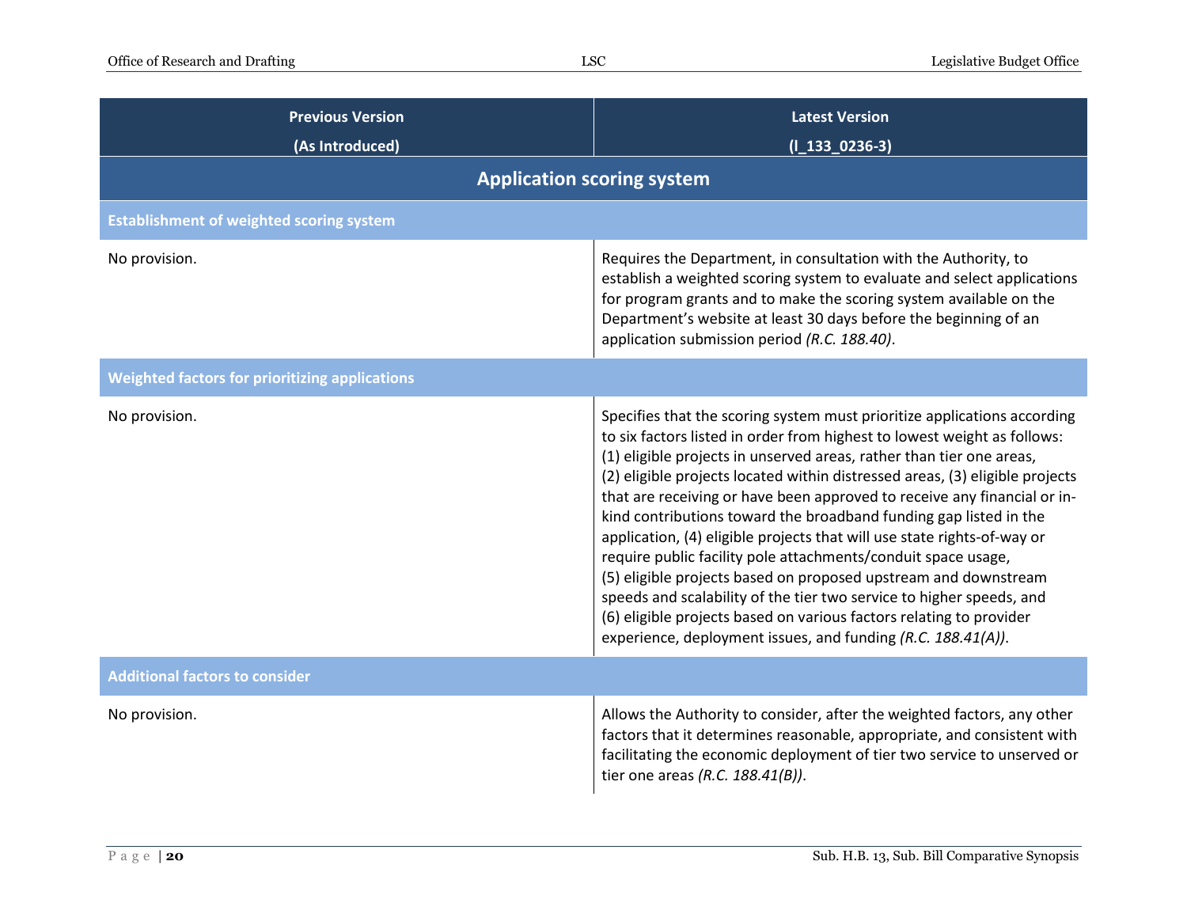| Previous Version (As Introduced) | Latest Version (l_133_0236-3) |
|---|---|
| **Application scoring system** | |
| **Establishment of weighted scoring system** | |
| No provision. | Requires the Department, in consultation with the Authority, to establish a weighted scoring system to evaluate and select applications for program grants and to make the scoring system available on the Department's website at least 30 days before the beginning of an application submission period *(R.C. 188.40)*. |
| **Weighted factors for prioritizing applications** | |
| No provision. | Specifies that the scoring system must prioritize applications according to six factors listed in order from highest to lowest weight as follows: (1) eligible projects in unserved areas, rather than tier one areas, (2) eligible projects located within distressed areas, (3) eligible projects that are receiving or have been approved to receive any financial or in-kind contributions toward the broadband funding gap listed in the application, (4) eligible projects that will use state rights-of-way or require public facility pole attachments/conduit space usage, (5) eligible projects based on proposed upstream and downstream speeds and scalability of the tier two service to higher speeds, and (6) eligible projects based on various factors relating to provider experience, deployment issues, and funding *(R.C. 188.41(A))*. |
| **Additional factors to consider** | |
| No provision. | Allows the Authority to consider, after the weighted factors, any other factors that it determines reasonable, appropriate, and consistent with facilitating the economic deployment of tier two service to unserved or tier one areas *(R.C. 188.41(B))*. |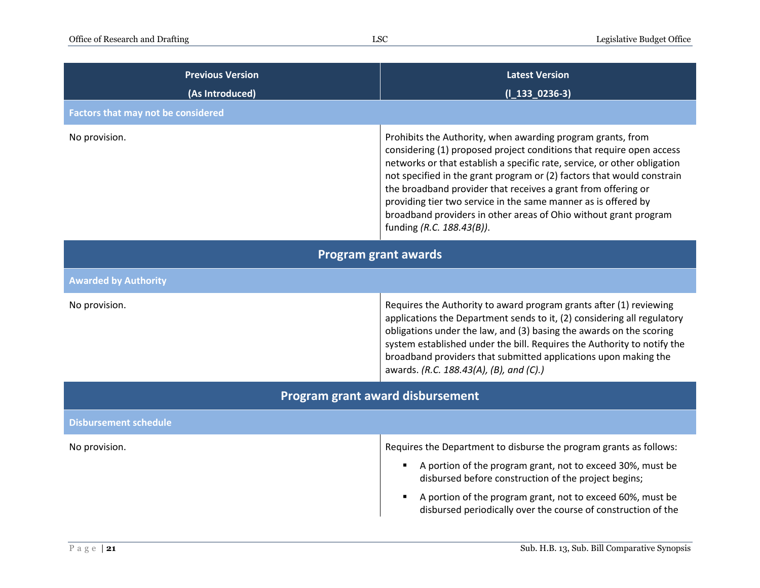| Previous Version (As Introduced) | Latest Version (l_133_0236-3) |
|---|---|
| **Factors that may not be considered** | |
| No provision. | Prohibits the Authority, when awarding program grants, from considering (1) proposed project conditions that require open access networks or that establish a specific rate, service, or other obligation not specified in the grant program or (2) factors that would constrain the broadband provider that receives a grant from offering or providing tier two service in the same manner as is offered by broadband providers in other areas of Ohio without grant program funding *(R.C. 188.43(B))*. |

## Program grant awards

| Previous Version (As Introduced) | Latest Version (l_133_0236-3) |
|---|---|
| **Awarded by Authority** | |
| No provision. | Requires the Authority to award program grants after (1) reviewing applications the Department sends to it, (2) considering all regulatory obligations under the law, and (3) basing the awards on the scoring system established under the bill. Requires the Authority to notify the broadband providers that submitted applications upon making the awards. *(R.C. 188.43(A), (B), and (C).)* |

## Program grant award disbursement

| Previous Version (As Introduced) | Latest Version (l_133_0236-3) |
|---|---|
| **Disbursement schedule** | |
| No provision. | Requires the Department to disburse the program grants as follows:<br>▪ A portion of the program grant, not to exceed 30%, must be disbursed before construction of the project begins;<br>▪ A portion of the program grant, not to exceed 60%, must be disbursed periodically over the course of construction of the |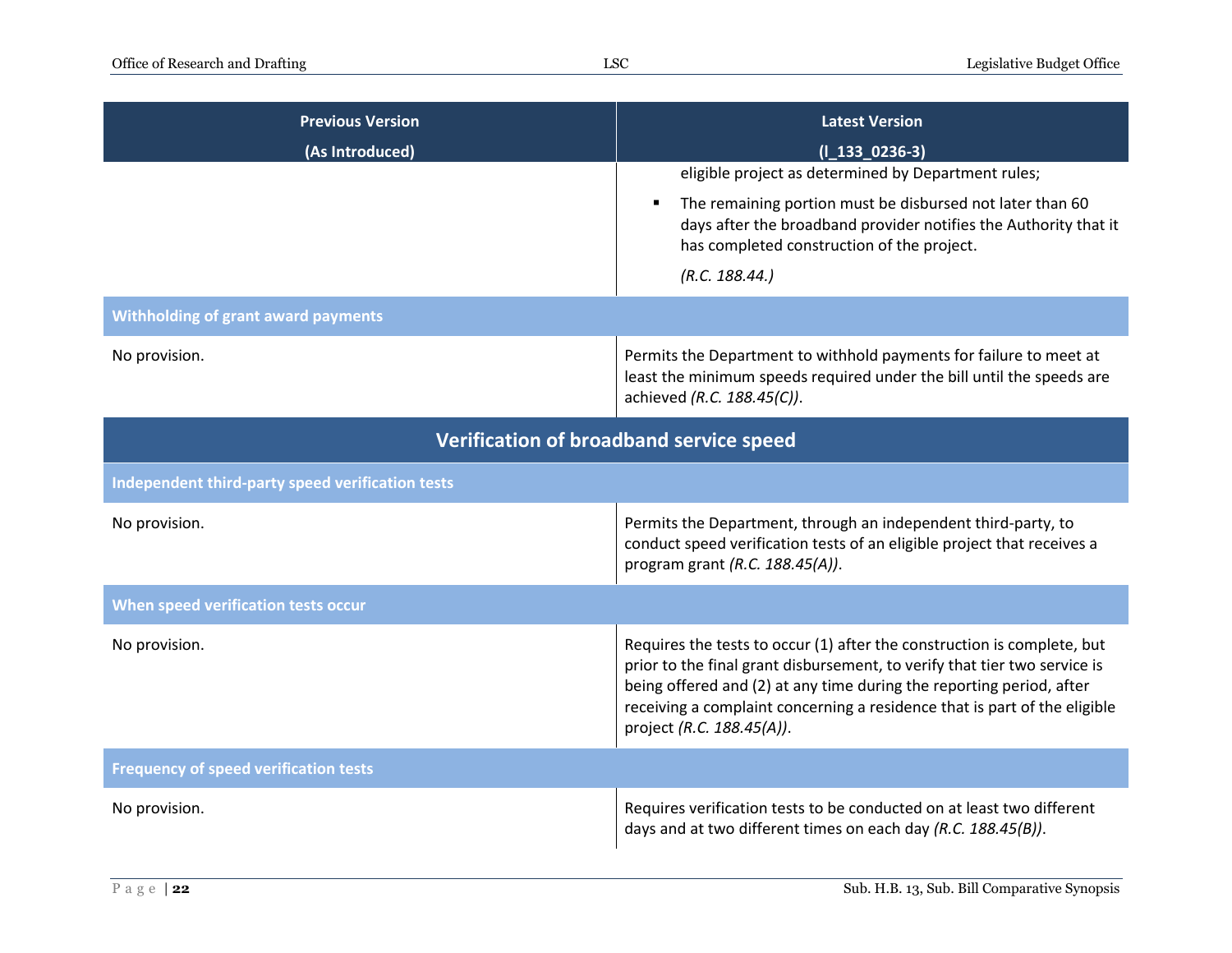| Previous Version (As Introduced) | Latest Version (l_133_0236-3) |
|---|---|
| | eligible project as determined by Department rules;<br>▪ The remaining portion must be disbursed not later than 60 days after the broadband provider notifies the Authority that it has completed construction of the project.<br>*(R.C. 188.44.)* |
| **Withholding of grant award payments** | |
| No provision. | Permits the Department to withhold payments for failure to meet at least the minimum speeds required under the bill until the speeds are achieved *(R.C. 188.45(C))*. |
| **Verification of broadband service speed** | |
| **Independent third-party speed verification tests** | |
| No provision. | Permits the Department, through an independent third-party, to conduct speed verification tests of an eligible project that receives a program grant *(R.C. 188.45(A))*. |
| **When speed verification tests occur** | |
| No provision. | Requires the tests to occur (1) after the construction is complete, but prior to the final grant disbursement, to verify that tier two service is being offered and (2) at any time during the reporting period, after receiving a complaint concerning a residence that is part of the eligible project *(R.C. 188.45(A))*. |
| **Frequency of speed verification tests** | |
| No provision. | Requires verification tests to be conducted on at least two different days and at two different times on each day *(R.C. 188.45(B))*. |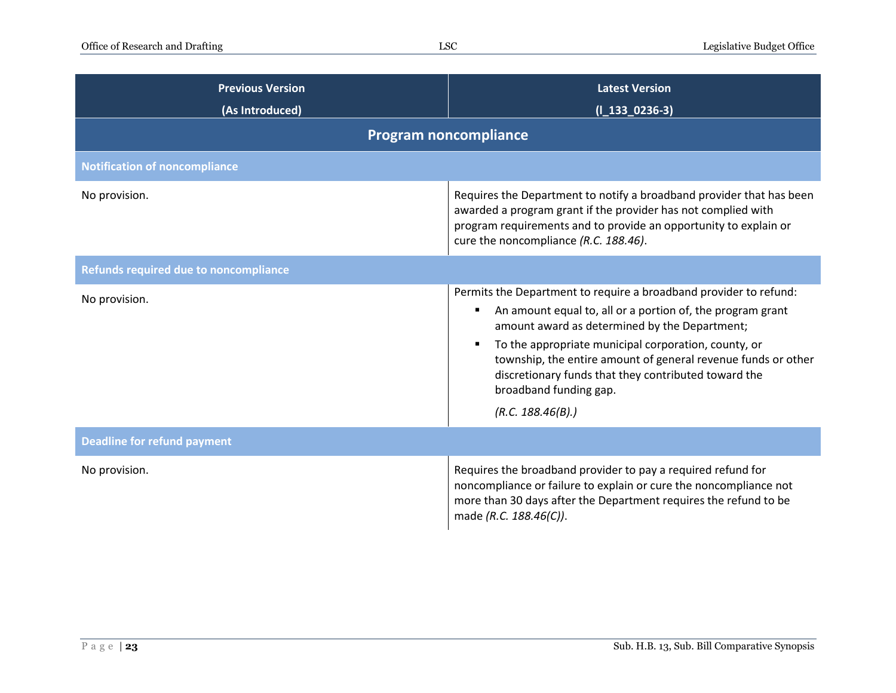| Previous Version (As Introduced) | Latest Version (l_133_0236-3) |
|---|---|
| **Program noncompliance** | |
| **Notification of noncompliance** | |
| No provision. | Requires the Department to notify a broadband provider that has been awarded a program grant if the provider has not complied with program requirements and to provide an opportunity to explain or cure the noncompliance *(R.C. 188.46)*. |
| **Refunds required due to noncompliance** | |
| No provision. | Permits the Department to require a broadband provider to refund:<br>▪ An amount equal to, all or a portion of, the program grant amount award as determined by the Department;<br>▪ To the appropriate municipal corporation, county, or township, the entire amount of general revenue funds or other discretionary funds that they contributed toward the broadband funding gap.<br>*(R.C. 188.46(B).)* |
| **Deadline for refund payment** | |
| No provision. | Requires the broadband provider to pay a required refund for noncompliance or failure to explain or cure the noncompliance not more than 30 days after the Department requires the refund to be made *(R.C. 188.46(C))*. |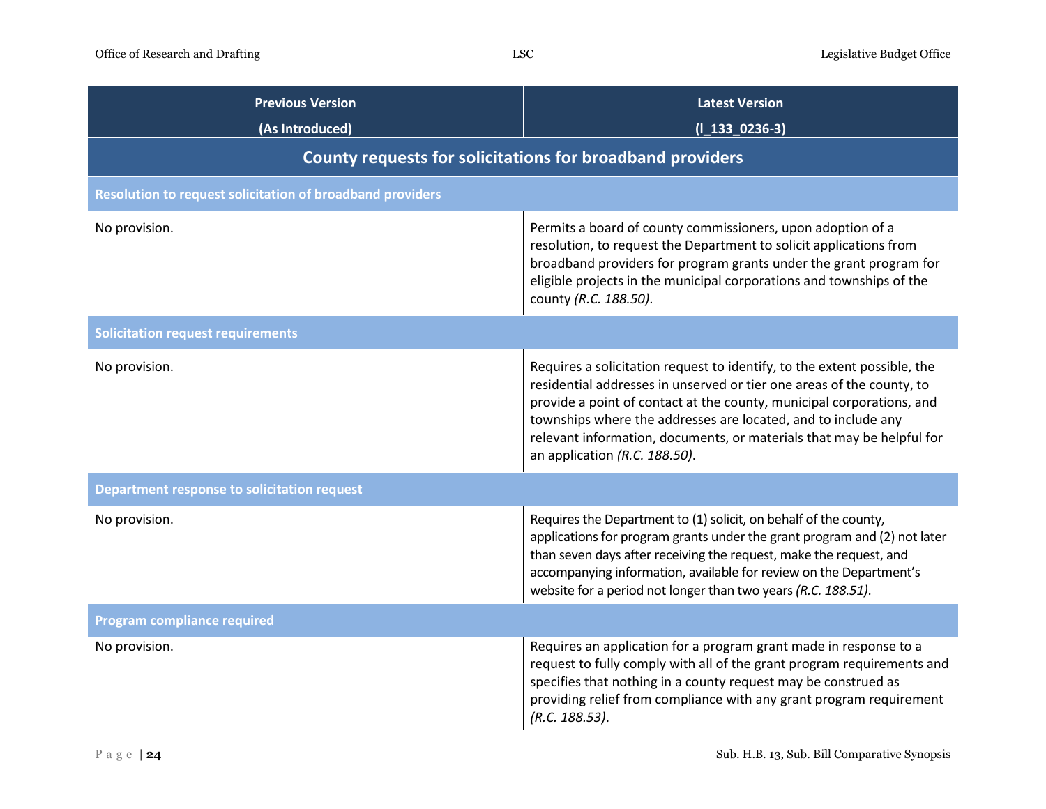| Previous Version (As Introduced) | Latest Version (l_133_0236-3) |
| --- | --- |
| **County requests for solicitations for broadband providers** | |
| **Resolution to request solicitation of broadband providers** | |
| No provision. | Permits a board of county commissioners, upon adoption of a resolution, to request the Department to solicit applications from broadband providers for program grants under the grant program for eligible projects in the municipal corporations and townships of the county *(R.C. 188.50)*. |
| **Solicitation request requirements** | |
| No provision. | Requires a solicitation request to identify, to the extent possible, the residential addresses in unserved or tier one areas of the county, to provide a point of contact at the county, municipal corporations, and townships where the addresses are located, and to include any relevant information, documents, or materials that may be helpful for an application *(R.C. 188.50)*. |
| **Department response to solicitation request** | |
| No provision. | Requires the Department to (1) solicit, on behalf of the county, applications for program grants under the grant program and (2) not later than seven days after receiving the request, make the request, and accompanying information, available for review on the Department's website for a period not longer than two years *(R.C. 188.51)*. |
| **Program compliance required** | |
| No provision. | Requires an application for a program grant made in response to a request to fully comply with all of the grant program requirements and specifies that nothing in a county request may be construed as providing relief from compliance with any grant program requirement *(R.C. 188.53)*. |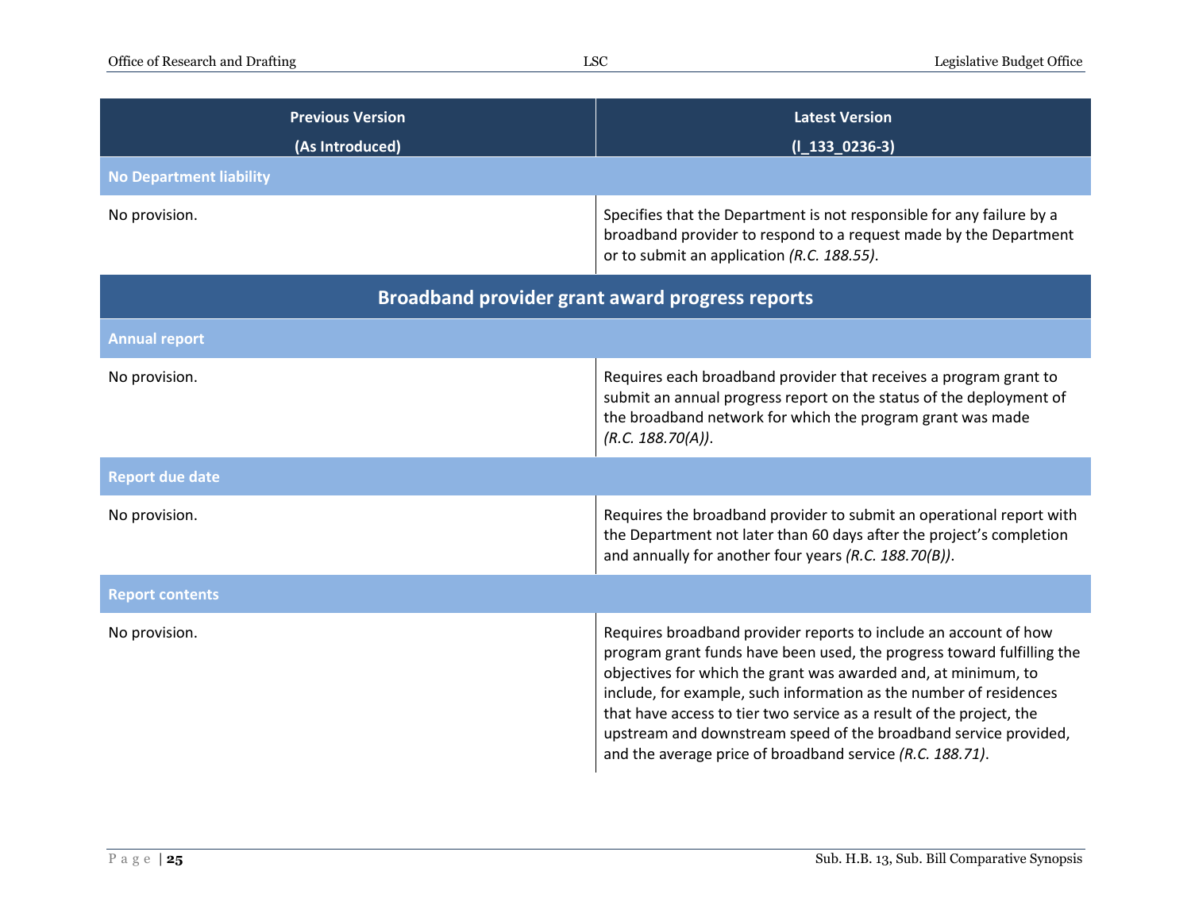| Previous Version (As Introduced) | Latest Version (l_133_0236-3) |
|---|---|
| **No Department liability** | |
| No provision. | Specifies that the Department is not responsible for any failure by a broadband provider to respond to a request made by the Department or to submit an application *(R.C. 188.55)*. |
| **Broadband provider grant award progress reports** | |
| **Annual report** | |
| No provision. | Requires each broadband provider that receives a program grant to submit an annual progress report on the status of the deployment of the broadband network for which the program grant was made *(R.C. 188.70(A))*. |
| **Report due date** | |
| No provision. | Requires the broadband provider to submit an operational report with the Department not later than 60 days after the project's completion and annually for another four years *(R.C. 188.70(B))*. |
| **Report contents** | |
| No provision. | Requires broadband provider reports to include an account of how program grant funds have been used, the progress toward fulfilling the objectives for which the grant was awarded and, at minimum, to include, for example, such information as the number of residences that have access to tier two service as a result of the project, the upstream and downstream speed of the broadband service provided, and the average price of broadband service *(R.C. 188.71)*. |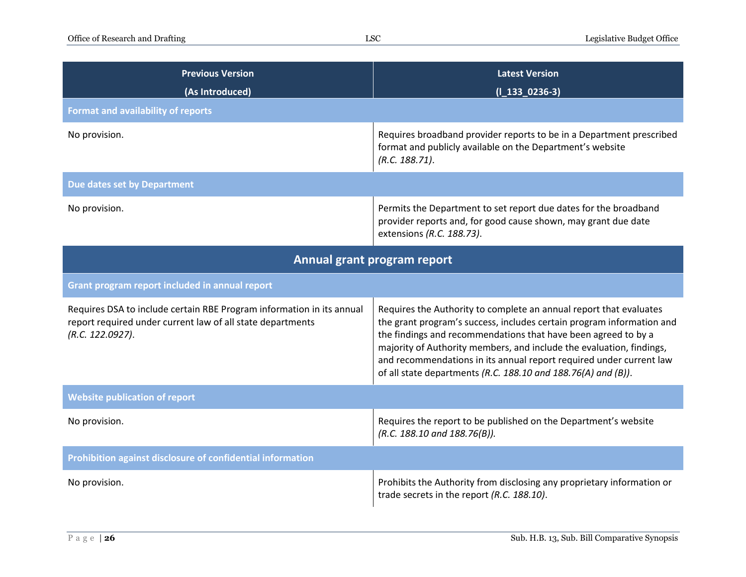| Previous Version (As Introduced) | Latest Version (l_133_0236-3) |
|---|---|
| **Format and availability of reports** | |
| No provision. | Requires broadband provider reports to be in a Department prescribed format and publicly available on the Department's website *(R.C. 188.71)*. |
| **Due dates set by Department** | |
| No provision. | Permits the Department to set report due dates for the broadband provider reports and, for good cause shown, may grant due date extensions *(R.C. 188.73)*. |
| **Annual grant program report** | |
| **Grant program report included in annual report** | |
| Requires DSA to include certain RBE Program information in its annual report required under current law of all state departments *(R.C. 122.0927)*. | Requires the Authority to complete an annual report that evaluates the grant program's success, includes certain program information and the findings and recommendations that have been agreed to by a majority of Authority members, and include the evaluation, findings, and recommendations in its annual report required under current law of all state departments *(R.C. 188.10 and 188.76(A) and (B))*. |
| **Website publication of report** | |
| No provision. | Requires the report to be published on the Department's website *(R.C. 188.10 and 188.76(B)).* |
| **Prohibition against disclosure of confidential information** | |
| No provision. | Prohibits the Authority from disclosing any proprietary information or trade secrets in the report *(R.C. 188.10)*. |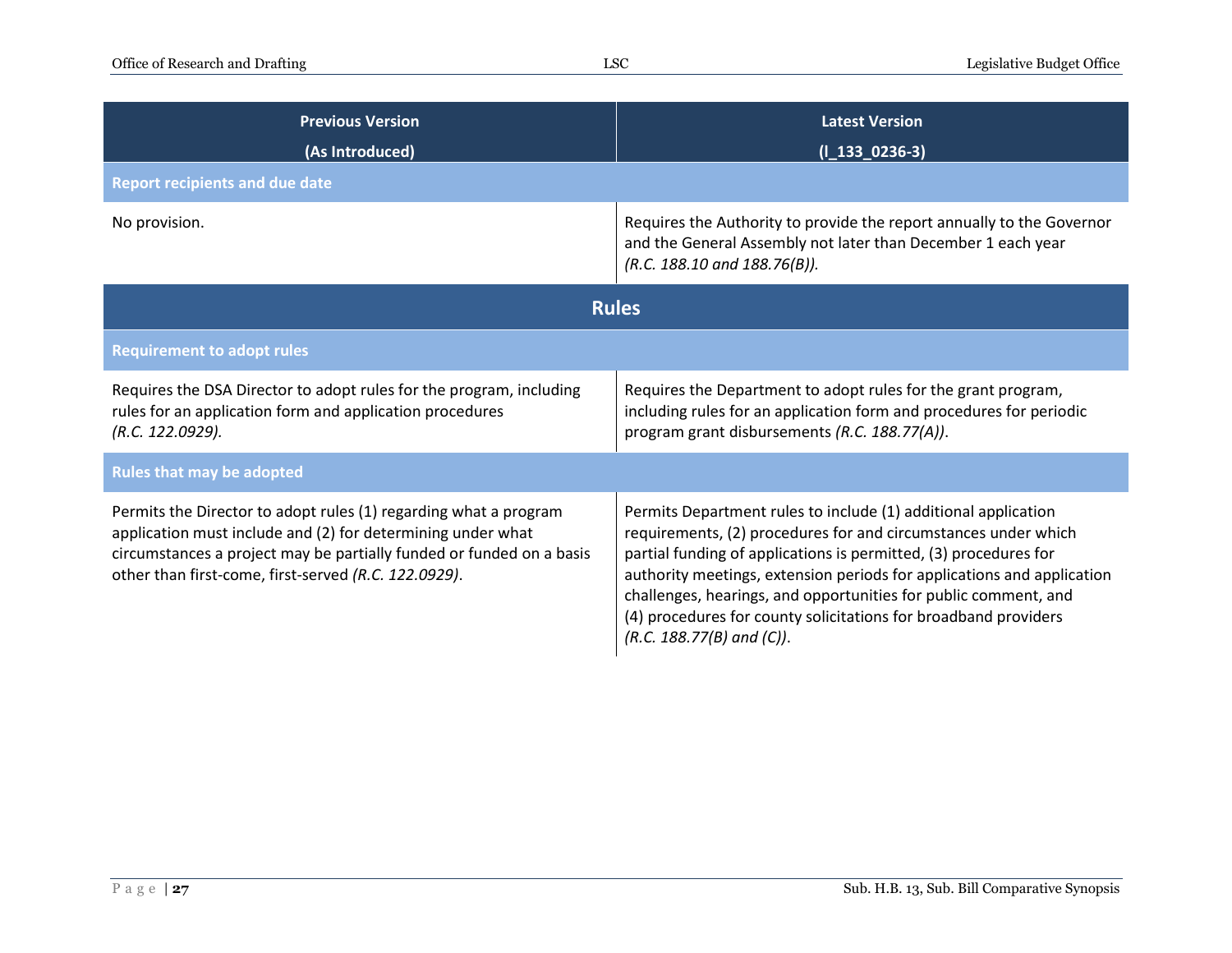| Previous Version (As Introduced) | Latest Version (l_133_0236-3) |
|---|---|
| **Report recipients and due date** | |
| No provision. | Requires the Authority to provide the report annually to the Governor and the General Assembly not later than December 1 each year *(R.C. 188.10 and 188.76(B))*. |
| **Rules** | |
| **Requirement to adopt rules** | |
| Requires the DSA Director to adopt rules for the program, including rules for an application form and application procedures *(R.C. 122.0929)*. | Requires the Department to adopt rules for the grant program, including rules for an application form and procedures for periodic program grant disbursements *(R.C. 188.77(A))*. |
| **Rules that may be adopted** | |
| Permits the Director to adopt rules (1) regarding what a program application must include and (2) for determining under what circumstances a project may be partially funded or funded on a basis other than first-come, first-served *(R.C. 122.0929)*. | Permits Department rules to include (1) additional application requirements, (2) procedures for and circumstances under which partial funding of applications is permitted, (3) procedures for authority meetings, extension periods for applications and application challenges, hearings, and opportunities for public comment, and (4) procedures for county solicitations for broadband providers *(R.C. 188.77(B) and (C))*. |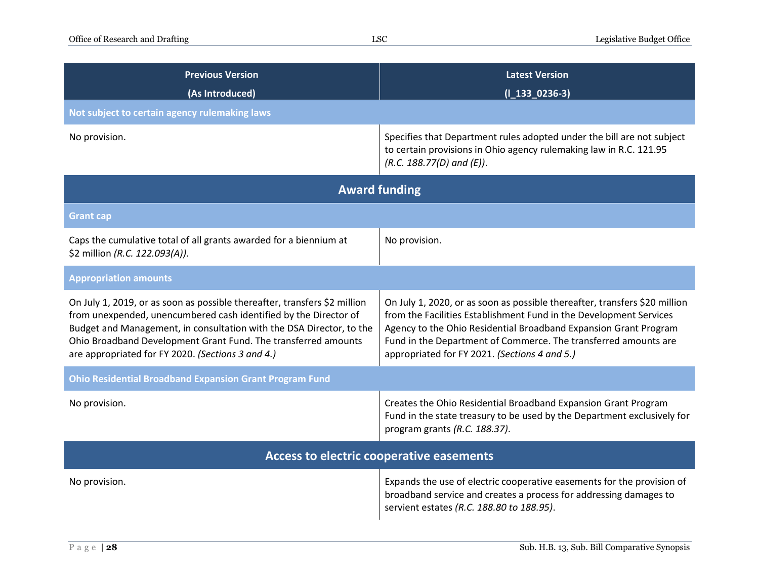| Previous Version (As Introduced) | Latest Version (l_133_0236-3) |
|---|---|
| **Not subject to certain agency rulemaking laws** | |
| No provision. | Specifies that Department rules adopted under the bill are not subject to certain provisions in Ohio agency rulemaking law in R.C. 121.95 *(R.C. 188.77(D) and (E))*. |
| **Award funding** | |
| **Grant cap** | |
| Caps the cumulative total of all grants awarded for a biennium at $2 million *(R.C. 122.093(A))*. | No provision. |
| **Appropriation amounts** | |
| On July 1, 2019, or as soon as possible thereafter, transfers $2 million from unexpended, unencumbered cash identified by the Director of Budget and Management, in consultation with the DSA Director, to the Ohio Broadband Development Grant Fund. The transferred amounts are appropriated for FY 2020. *(Sections 3 and 4.)* | On July 1, 2020, or as soon as possible thereafter, transfers $20 million from the Facilities Establishment Fund in the Development Services Agency to the Ohio Residential Broadband Expansion Grant Program Fund in the Department of Commerce. The transferred amounts are appropriated for FY 2021. *(Sections 4 and 5.)* |
| **Ohio Residential Broadband Expansion Grant Program Fund** | |
| No provision. | Creates the Ohio Residential Broadband Expansion Grant Program Fund in the state treasury to be used by the Department exclusively for program grants *(R.C. 188.37)*. |
| **Access to electric cooperative easements** | |
| No provision. | Expands the use of electric cooperative easements for the provision of broadband service and creates a process for addressing damages to servient estates *(R.C. 188.80 to 188.95)*. |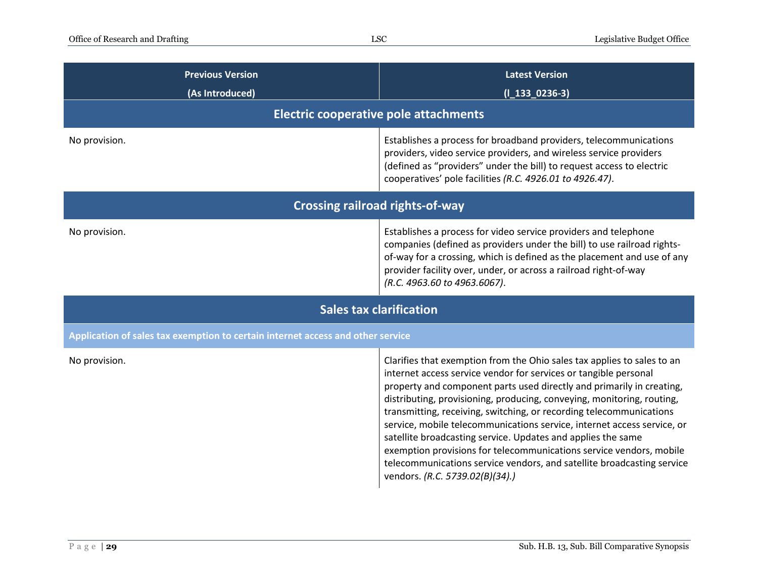| Previous Version (As Introduced) | Latest Version (l_133_0236-3) |
|---|---|
| **Electric cooperative pole attachments** | |
| No provision. | Establishes a process for broadband providers, telecommunications providers, video service providers, and wireless service providers (defined as "providers" under the bill) to request access to electric cooperatives' pole facilities *(R.C. 4926.01 to 4926.47)*. |
| **Crossing railroad rights-of-way** | |
| No provision. | Establishes a process for video service providers and telephone companies (defined as providers under the bill) to use railroad rights-of-way for a crossing, which is defined as the placement and use of any provider facility over, under, or across a railroad right-of-way *(R.C. 4963.60 to 4963.6067)*. |
| **Sales tax clarification** | |
| **Application of sales tax exemption to certain internet access and other service** | |
| No provision. | Clarifies that exemption from the Ohio sales tax applies to sales to an internet access service vendor for services or tangible personal property and component parts used directly and primarily in creating, distributing, provisioning, producing, conveying, monitoring, routing, transmitting, receiving, switching, or recording telecommunications service, mobile telecommunications service, internet access service, or satellite broadcasting service. Updates and applies the same exemption provisions for telecommunications service vendors, mobile telecommunications service vendors, and satellite broadcasting service vendors. *(R.C. 5739.02(B)(34).)* |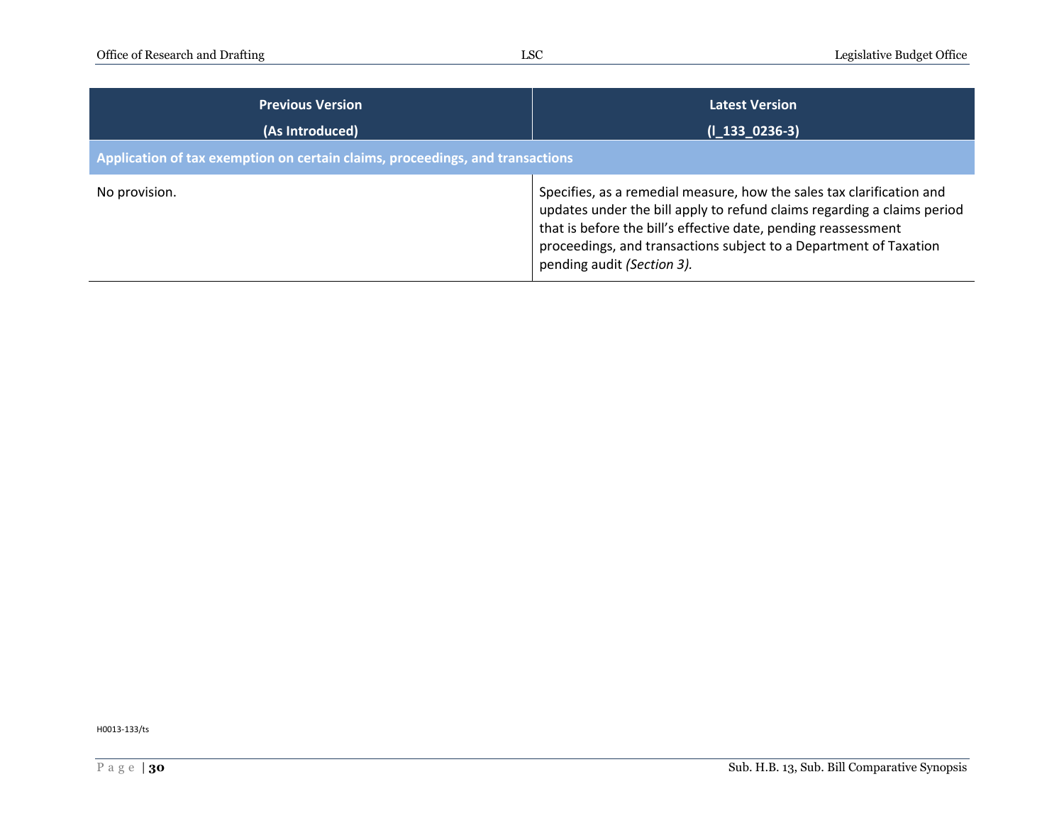| Previous Version (As Introduced) | Latest Version (l_133_0236-3) |
|---|---|
| **Application of tax exemption on certain claims, proceedings, and transactions** | |
| No provision. | Specifies, as a remedial measure, how the sales tax clarification and updates under the bill apply to refund claims regarding a claims period that is before the bill's effective date, pending reassessment proceedings, and transactions subject to a Department of Taxation pending audit *(Section 3).* |

H0013-133/ts